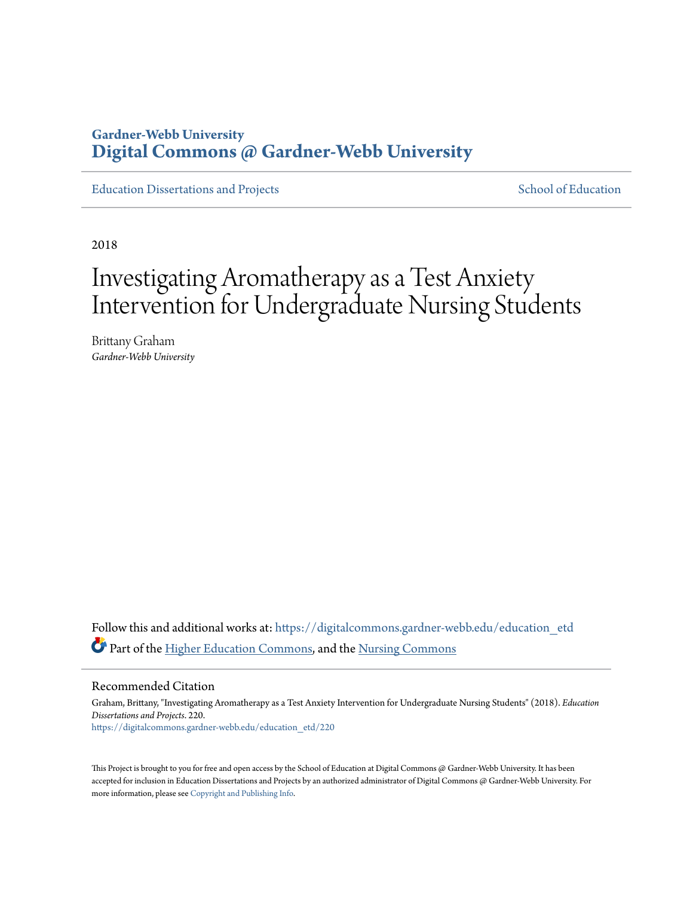**Gardner-Webb University**
**Digital Commons @ Gardner-Webb University**

Education Dissertations and Projects School of Education

2018

# Investigating Aromatherapy as a Test Anxiety Intervention for Undergraduate Nursing Students

Brittany Graham
*Gardner-Webb University*

Follow this and additional works at: https://digitalcommons.gardner-webb.edu/education_etd

Part of the Higher Education Commons, and the Nursing Commons

## Recommended Citation

Graham, Brittany, "Investigating Aromatherapy as a Test Anxiety Intervention for Undergraduate Nursing Students" (2018). *Education Dissertations and Projects*. 220.
https://digitalcommons.gardner-webb.edu/education_etd/220

This Project is brought to you for free and open access by the School of Education at Digital Commons @ Gardner-Webb University. It has been accepted for inclusion in Education Dissertations and Projects by an authorized administrator of Digital Commons @ Gardner-Webb University. For more information, please see Copyright and Publishing Info.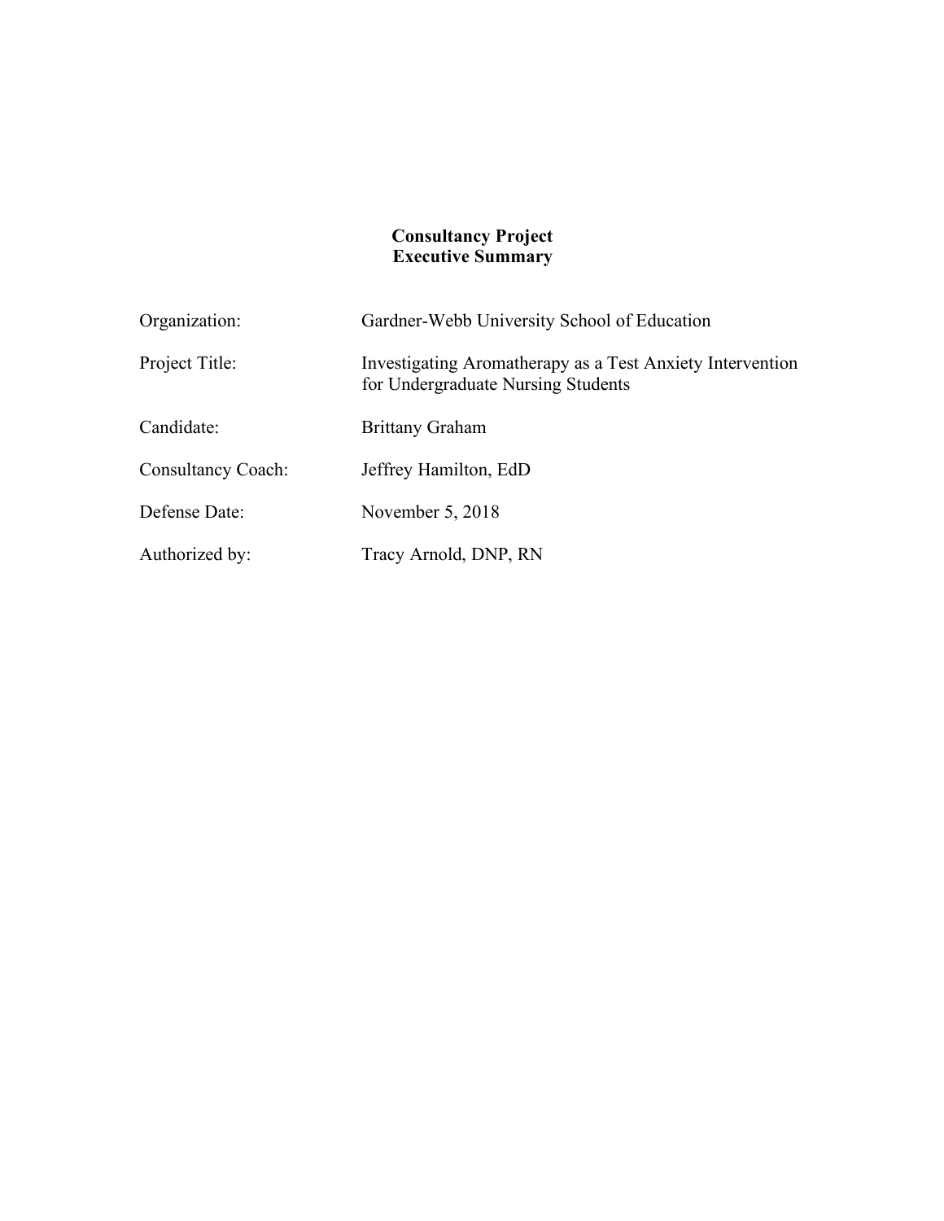**Consultancy Project**
**Executive Summary**

| | |
|---|---|
| Organization: | Gardner-Webb University School of Education |
| Project Title: | Investigating Aromatherapy as a Test Anxiety Intervention for Undergraduate Nursing Students |
| Candidate: | Brittany Graham |
| Consultancy Coach: | Jeffrey Hamilton, EdD |
| Defense Date: | November 5, 2018 |
| Authorized by: | Tracy Arnold, DNP, RN |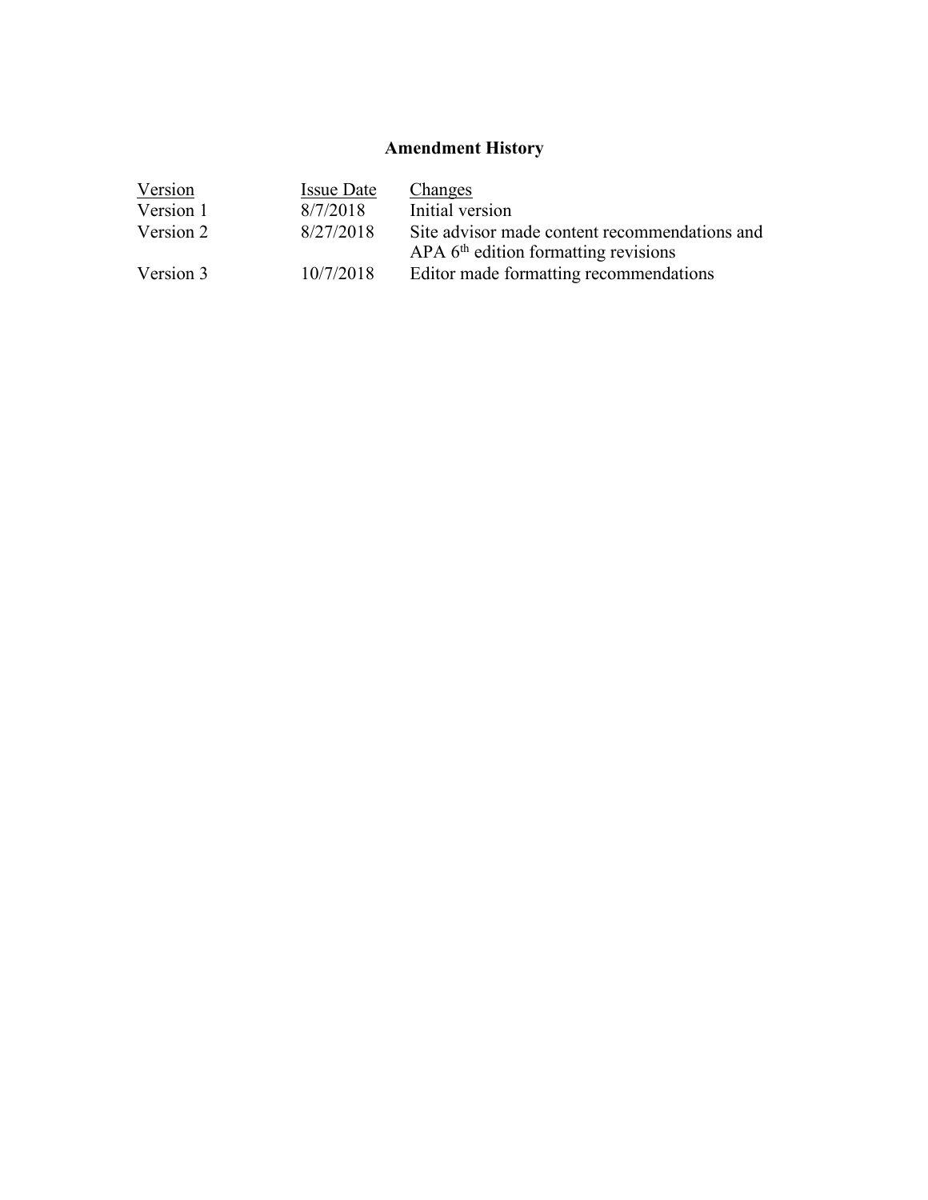# Amendment History

| Version | Issue Date | Changes |
|---|---|---|
| Version 1 | 8/7/2018 | Initial version |
| Version 2 | 8/27/2018 | Site advisor made content recommendations and APA 6th edition formatting revisions |
| Version 3 | 10/7/2018 | Editor made formatting recommendations |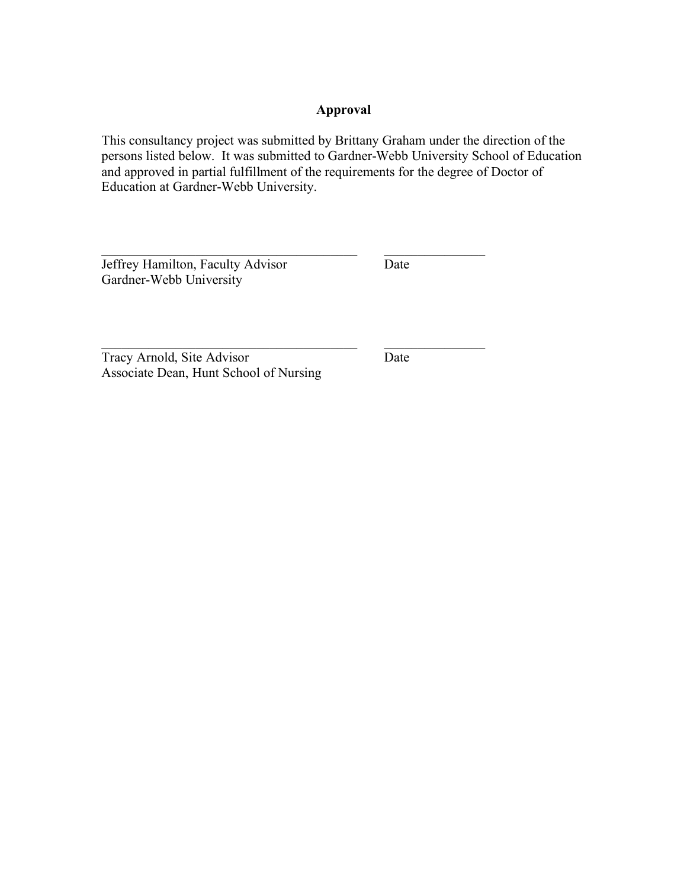## Approval

This consultancy project was submitted by Brittany Graham under the direction of the persons listed below. It was submitted to Gardner-Webb University School of Education and approved in partial fulfillment of the requirements for the degree of Doctor of Education at Gardner-Webb University.

\_\_\_\_\_\_\_\_\_\_\_\_\_\_\_\_\_\_\_\_\_\_\_\_\_\_\_\_\_\_\_\_\_\_\_\_\_\_\_\_ \_\_\_\_\_\_\_\_\_\_\_\_\_\_\_\_
Jeffrey Hamilton, Faculty Advisor Date
Gardner-Webb University

\_\_\_\_\_\_\_\_\_\_\_\_\_\_\_\_\_\_\_\_\_\_\_\_\_\_\_\_\_\_\_\_\_\_\_\_\_\_\_\_ \_\_\_\_\_\_\_\_\_\_\_\_\_\_\_\_
Tracy Arnold, Site Advisor Date
Associate Dean, Hunt School of Nursing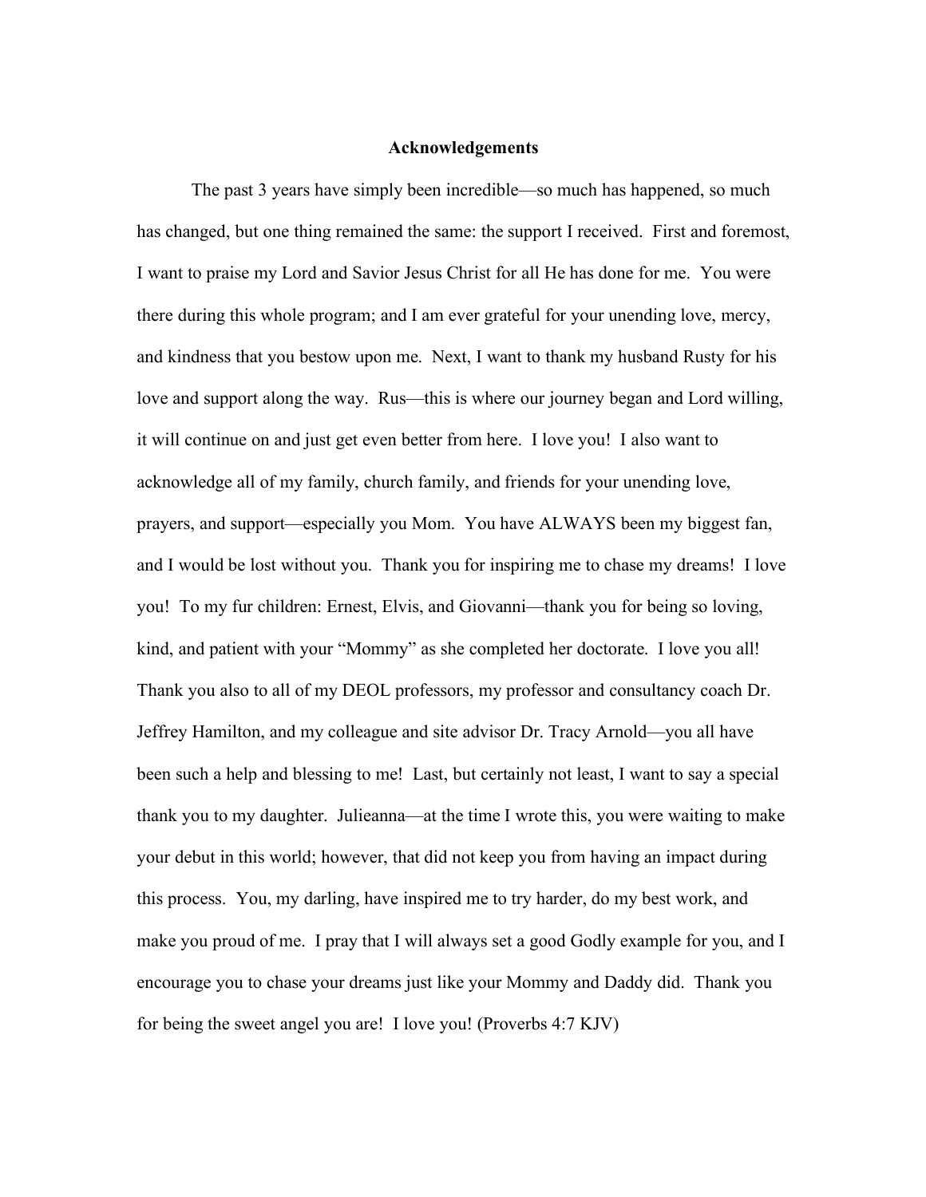## Acknowledgements

The past 3 years have simply been incredible—so much has happened, so much has changed, but one thing remained the same: the support I received. First and foremost, I want to praise my Lord and Savior Jesus Christ for all He has done for me. You were there during this whole program; and I am ever grateful for your unending love, mercy, and kindness that you bestow upon me. Next, I want to thank my husband Rusty for his love and support along the way. Rus—this is where our journey began and Lord willing, it will continue on and just get even better from here. I love you! I also want to acknowledge all of my family, church family, and friends for your unending love, prayers, and support—especially you Mom. You have ALWAYS been my biggest fan, and I would be lost without you. Thank you for inspiring me to chase my dreams! I love you! To my fur children: Ernest, Elvis, and Giovanni—thank you for being so loving, kind, and patient with your "Mommy" as she completed her doctorate. I love you all! Thank you also to all of my DEOL professors, my professor and consultancy coach Dr. Jeffrey Hamilton, and my colleague and site advisor Dr. Tracy Arnold—you all have been such a help and blessing to me! Last, but certainly not least, I want to say a special thank you to my daughter. Julieanna—at the time I wrote this, you were waiting to make your debut in this world; however, that did not keep you from having an impact during this process. You, my darling, have inspired me to try harder, do my best work, and make you proud of me. I pray that I will always set a good Godly example for you, and I encourage you to chase your dreams just like your Mommy and Daddy did. Thank you for being the sweet angel you are! I love you! (Proverbs 4:7 KJV)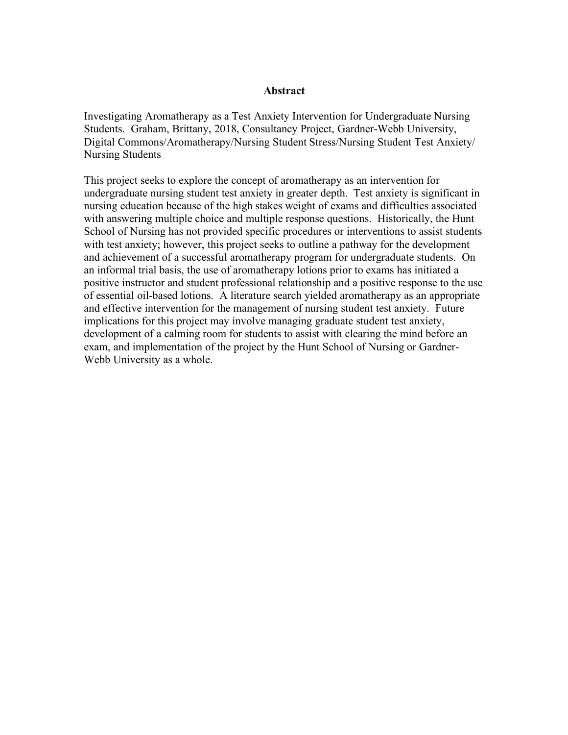## Abstract

Investigating Aromatherapy as a Test Anxiety Intervention for Undergraduate Nursing Students. Graham, Brittany, 2018, Consultancy Project, Gardner-Webb University, Digital Commons/Aromatherapy/Nursing Student Stress/Nursing Student Test Anxiety/ Nursing Students

This project seeks to explore the concept of aromatherapy as an intervention for undergraduate nursing student test anxiety in greater depth. Test anxiety is significant in nursing education because of the high stakes weight of exams and difficulties associated with answering multiple choice and multiple response questions. Historically, the Hunt School of Nursing has not provided specific procedures or interventions to assist students with test anxiety; however, this project seeks to outline a pathway for the development and achievement of a successful aromatherapy program for undergraduate students. On an informal trial basis, the use of aromatherapy lotions prior to exams has initiated a positive instructor and student professional relationship and a positive response to the use of essential oil-based lotions. A literature search yielded aromatherapy as an appropriate and effective intervention for the management of nursing student test anxiety. Future implications for this project may involve managing graduate student test anxiety, development of a calming room for students to assist with clearing the mind before an exam, and implementation of the project by the Hunt School of Nursing or Gardner-Webb University as a whole.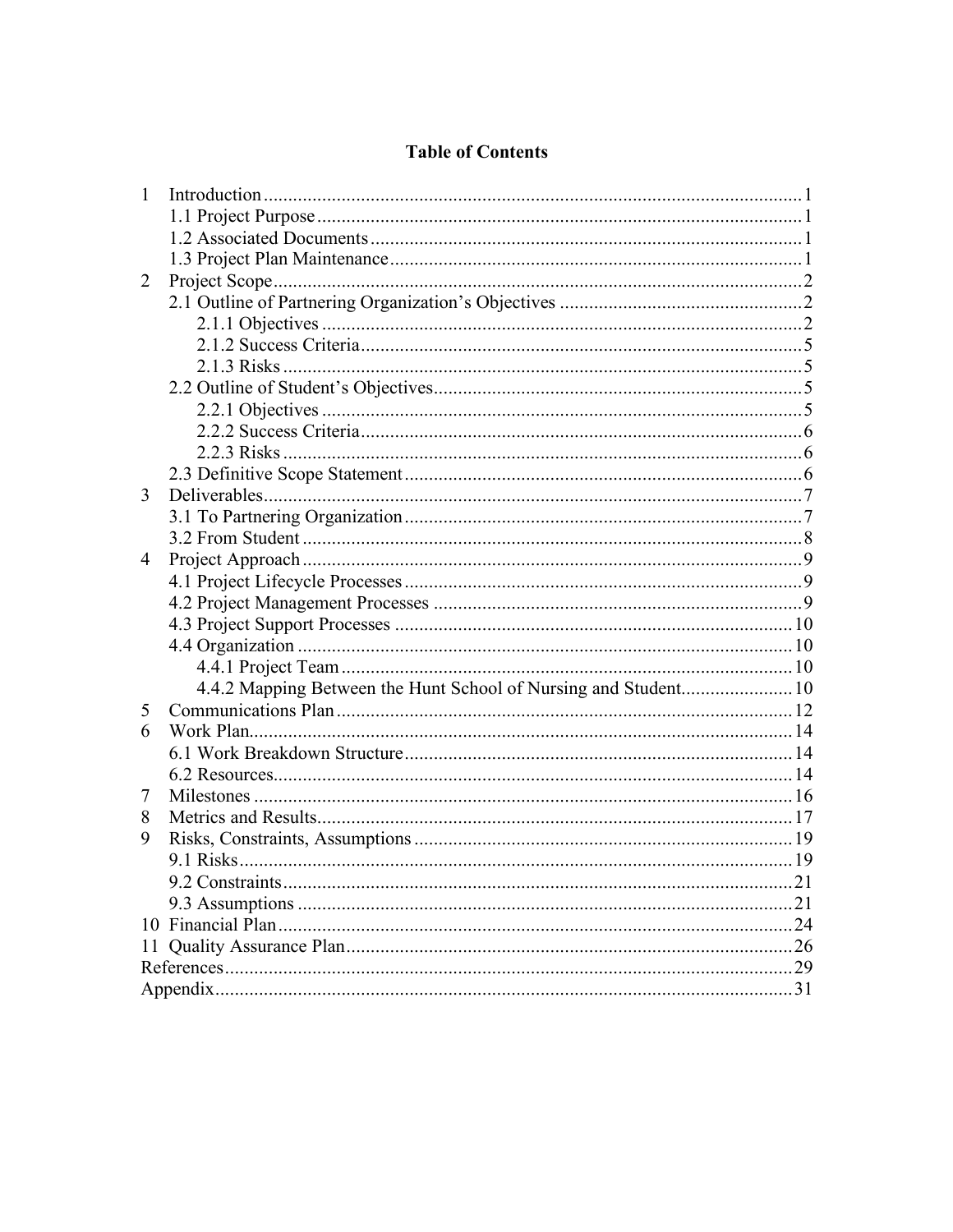**Table of Contents**

1 Introduction ..... 1
   1.1 Project Purpose ..... 1
   1.2 Associated Documents ..... 1
   1.3 Project Plan Maintenance ..... 1
2 Project Scope ..... 2
   2.1 Outline of Partnering Organization's Objectives ..... 2
      2.1.1 Objectives ..... 2
      2.1.2 Success Criteria ..... 5
      2.1.3 Risks ..... 5
   2.2 Outline of Student's Objectives ..... 5
      2.2.1 Objectives ..... 5
      2.2.2 Success Criteria ..... 6
      2.2.3 Risks ..... 6
   2.3 Definitive Scope Statement ..... 6
3 Deliverables ..... 7
   3.1 To Partnering Organization ..... 7
   3.2 From Student ..... 8
4 Project Approach ..... 9
   4.1 Project Lifecycle Processes ..... 9
   4.2 Project Management Processes ..... 9
   4.3 Project Support Processes ..... 10
   4.4 Organization ..... 10
      4.4.1 Project Team ..... 10
      4.4.2 Mapping Between the Hunt School of Nursing and Student ..... 10
5 Communications Plan ..... 12
6 Work Plan ..... 14
   6.1 Work Breakdown Structure ..... 14
   6.2 Resources ..... 14
7 Milestones ..... 16
8 Metrics and Results ..... 17
9 Risks, Constraints, Assumptions ..... 19
   9.1 Risks ..... 19
   9.2 Constraints ..... 21
   9.3 Assumptions ..... 21
10 Financial Plan ..... 24
11 Quality Assurance Plan ..... 26
References ..... 29
Appendix ..... 31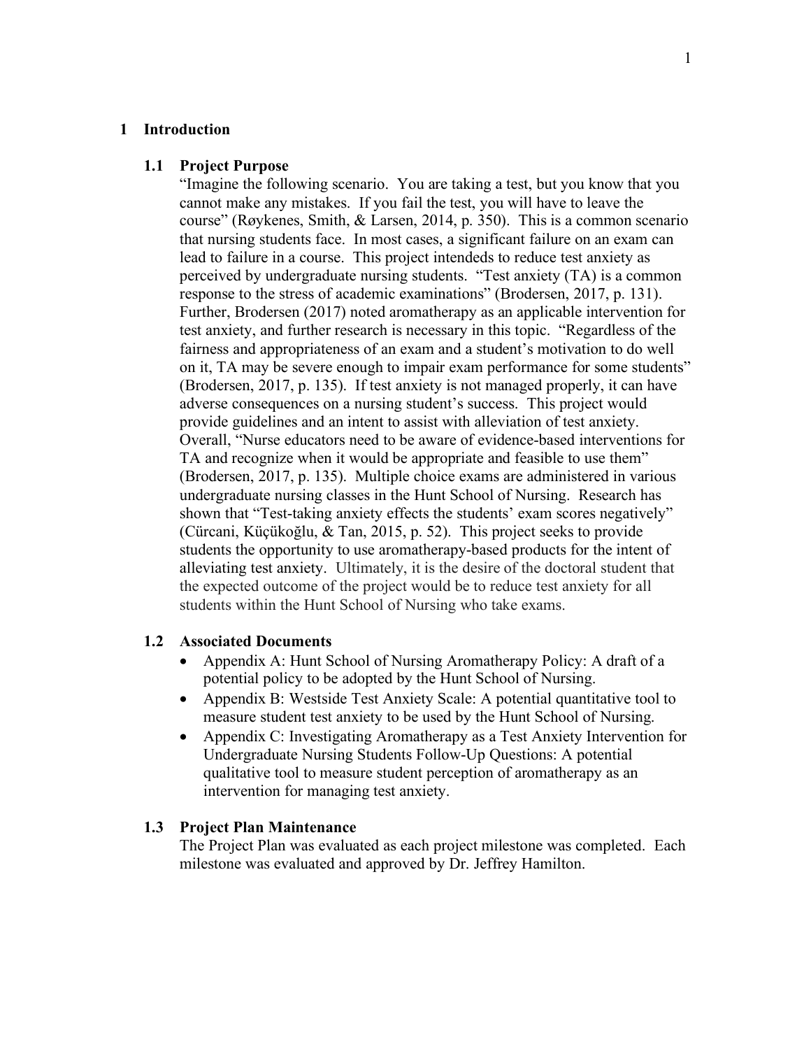# 1 Introduction

## 1.1 Project Purpose

"Imagine the following scenario. You are taking a test, but you know that you cannot make any mistakes. If you fail the test, you will have to leave the course" (Røykenes, Smith, & Larsen, 2014, p. 350). This is a common scenario that nursing students face. In most cases, a significant failure on an exam can lead to failure in a course. This project intendeds to reduce test anxiety as perceived by undergraduate nursing students. "Test anxiety (TA) is a common response to the stress of academic examinations" (Brodersen, 2017, p. 131). Further, Brodersen (2017) noted aromatherapy as an applicable intervention for test anxiety, and further research is necessary in this topic. "Regardless of the fairness and appropriateness of an exam and a student's motivation to do well on it, TA may be severe enough to impair exam performance for some students" (Brodersen, 2017, p. 135). If test anxiety is not managed properly, it can have adverse consequences on a nursing student's success. This project would provide guidelines and an intent to assist with alleviation of test anxiety. Overall, "Nurse educators need to be aware of evidence-based interventions for TA and recognize when it would be appropriate and feasible to use them" (Brodersen, 2017, p. 135). Multiple choice exams are administered in various undergraduate nursing classes in the Hunt School of Nursing. Research has shown that "Test-taking anxiety effects the students' exam scores negatively" (Cürcani, Küçükoğlu, & Tan, 2015, p. 52). This project seeks to provide students the opportunity to use aromatherapy-based products for the intent of alleviating test anxiety. Ultimately, it is the desire of the doctoral student that the expected outcome of the project would be to reduce test anxiety for all students within the Hunt School of Nursing who take exams.

## 1.2 Associated Documents

- Appendix A: Hunt School of Nursing Aromatherapy Policy: A draft of a potential policy to be adopted by the Hunt School of Nursing.
- Appendix B: Westside Test Anxiety Scale: A potential quantitative tool to measure student test anxiety to be used by the Hunt School of Nursing.
- Appendix C: Investigating Aromatherapy as a Test Anxiety Intervention for Undergraduate Nursing Students Follow-Up Questions: A potential qualitative tool to measure student perception of aromatherapy as an intervention for managing test anxiety.

## 1.3 Project Plan Maintenance

The Project Plan was evaluated as each project milestone was completed. Each milestone was evaluated and approved by Dr. Jeffrey Hamilton.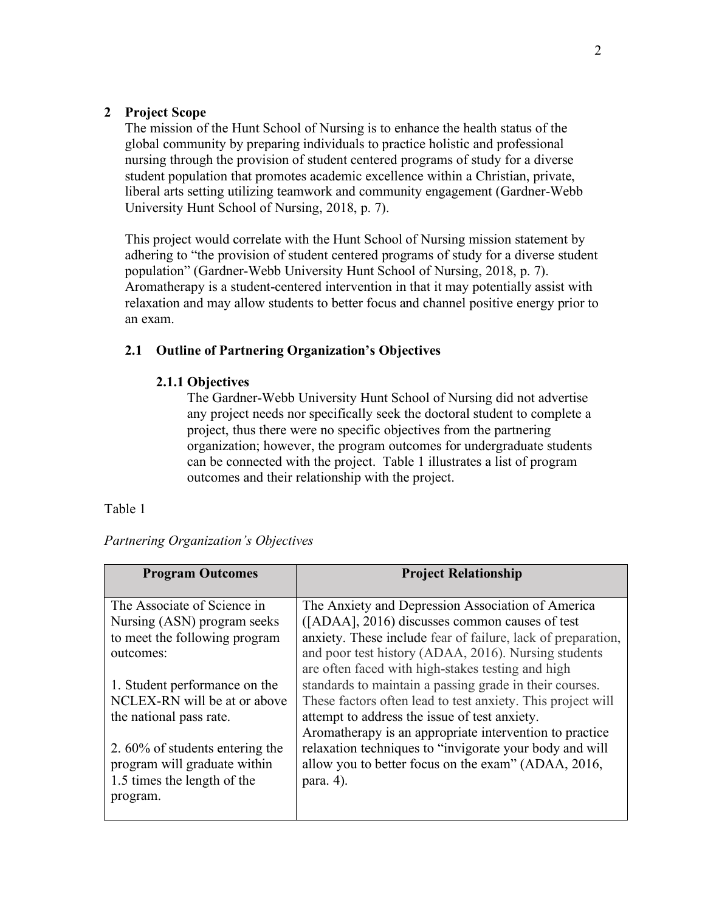## 2 Project Scope

The mission of the Hunt School of Nursing is to enhance the health status of the global community by preparing individuals to practice holistic and professional nursing through the provision of student centered programs of study for a diverse student population that promotes academic excellence within a Christian, private, liberal arts setting utilizing teamwork and community engagement (Gardner-Webb University Hunt School of Nursing, 2018, p. 7).

This project would correlate with the Hunt School of Nursing mission statement by adhering to "the provision of student centered programs of study for a diverse student population" (Gardner-Webb University Hunt School of Nursing, 2018, p. 7). Aromatherapy is a student-centered intervention in that it may potentially assist with relaxation and may allow students to better focus and channel positive energy prior to an exam.

### 2.1 Outline of Partnering Organization's Objectives

#### 2.1.1 Objectives

The Gardner-Webb University Hunt School of Nursing did not advertise any project needs nor specifically seek the doctoral student to complete a project, thus there were no specific objectives from the partnering organization; however, the program outcomes for undergraduate students can be connected with the project. Table 1 illustrates a list of program outcomes and their relationship with the project.

Table 1

*Partnering Organization's Objectives*

| Program Outcomes | Project Relationship |
|---|---|
| The Associate of Science in Nursing (ASN) program seeks to meet the following program outcomes:<br><br>1. Student performance on the NCLEX-RN will be at or above the national pass rate.<br><br>2. 60% of students entering the program will graduate within 1.5 times the length of the program. | The Anxiety and Depression Association of America ([ADAA], 2016) discusses common causes of test anxiety. These include fear of failure, lack of preparation, and poor test history (ADAA, 2016). Nursing students are often faced with high-stakes testing and high standards to maintain a passing grade in their courses. These factors often lead to test anxiety. This project will attempt to address the issue of test anxiety. Aromatherapy is an appropriate intervention to practice relaxation techniques to "invigorate your body and will allow you to better focus on the exam" (ADAA, 2016, para. 4). |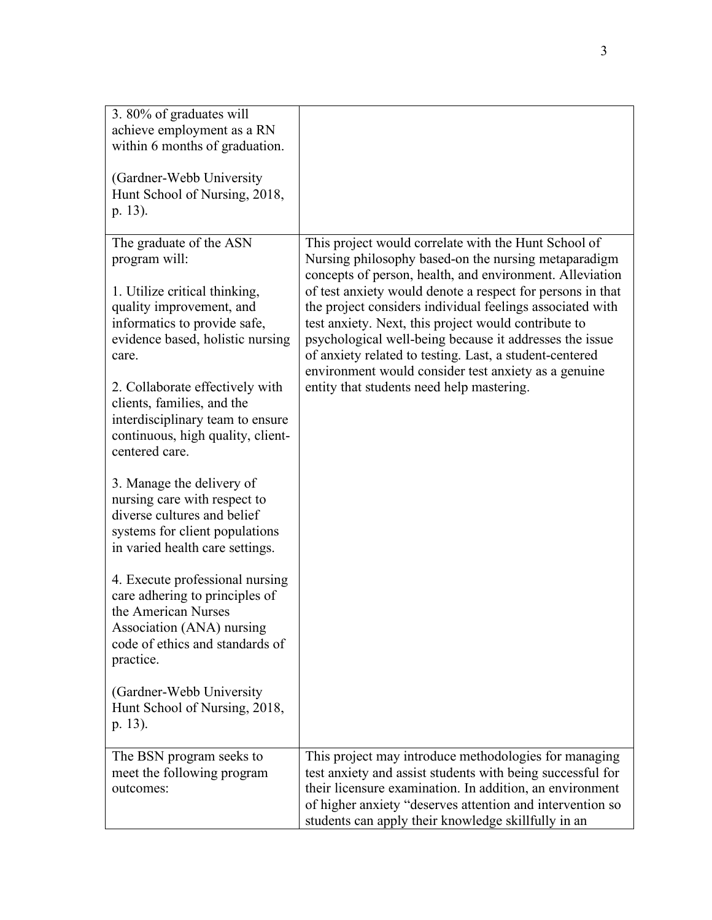| | |
|---|---|
| 3. 80% of graduates will achieve employment as a RN within 6 months of graduation.<br><br>(Gardner-Webb University Hunt School of Nursing, 2018, p. 13). | |
| The graduate of the ASN program will:<br><br>1. Utilize critical thinking, quality improvement, and informatics to provide safe, evidence based, holistic nursing care.<br><br>2. Collaborate effectively with clients, families, and the interdisciplinary team to ensure continuous, high quality, client-centered care.<br><br>3. Manage the delivery of nursing care with respect to diverse cultures and belief systems for client populations in varied health care settings.<br><br>4. Execute professional nursing care adhering to principles of the American Nurses Association (ANA) nursing code of ethics and standards of practice.<br><br>(Gardner-Webb University Hunt School of Nursing, 2018, p. 13). | This project would correlate with the Hunt School of Nursing philosophy based-on the nursing metaparadigm concepts of person, health, and environment. Alleviation of test anxiety would denote a respect for persons in that the project considers individual feelings associated with test anxiety. Next, this project would contribute to psychological well-being because it addresses the issue of anxiety related to testing. Last, a student-centered environment would consider test anxiety as a genuine entity that students need help mastering. |
| The BSN program seeks to meet the following program outcomes: | This project may introduce methodologies for managing test anxiety and assist students with being successful for their licensure examination. In addition, an environment of higher anxiety "deserves attention and intervention so students can apply their knowledge skillfully in an |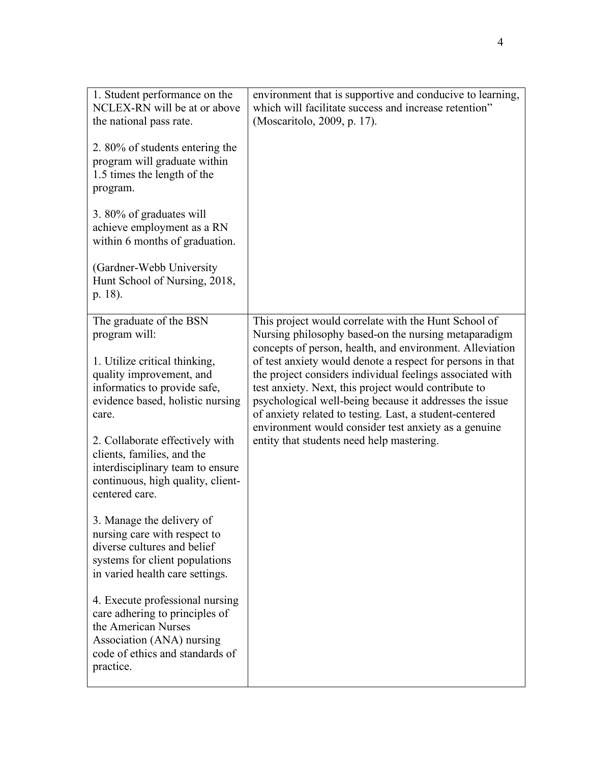| | |
|---|---|
| 1. Student performance on the NCLEX-RN will be at or above the national pass rate.<br><br>2. 80% of students entering the program will graduate within 1.5 times the length of the program.<br><br>3. 80% of graduates will achieve employment as a RN within 6 months of graduation.<br><br>(Gardner-Webb University Hunt School of Nursing, 2018, p. 18). | environment that is supportive and conducive to learning, which will facilitate success and increase retention" (Moscaritolo, 2009, p. 17). |
| The graduate of the BSN program will:<br><br>1. Utilize critical thinking, quality improvement, and informatics to provide safe, evidence based, holistic nursing care.<br><br>2. Collaborate effectively with clients, families, and the interdisciplinary team to ensure continuous, high quality, client-centered care.<br><br>3. Manage the delivery of nursing care with respect to diverse cultures and belief systems for client populations in varied health care settings.<br><br>4. Execute professional nursing care adhering to principles of the American Nurses Association (ANA) nursing code of ethics and standards of practice. | This project would correlate with the Hunt School of Nursing philosophy based-on the nursing metaparadigm concepts of person, health, and environment. Alleviation of test anxiety would denote a respect for persons in that the project considers individual feelings associated with test anxiety. Next, this project would contribute to psychological well-being because it addresses the issue of anxiety related to testing. Last, a student-centered environment would consider test anxiety as a genuine entity that students need help mastering. |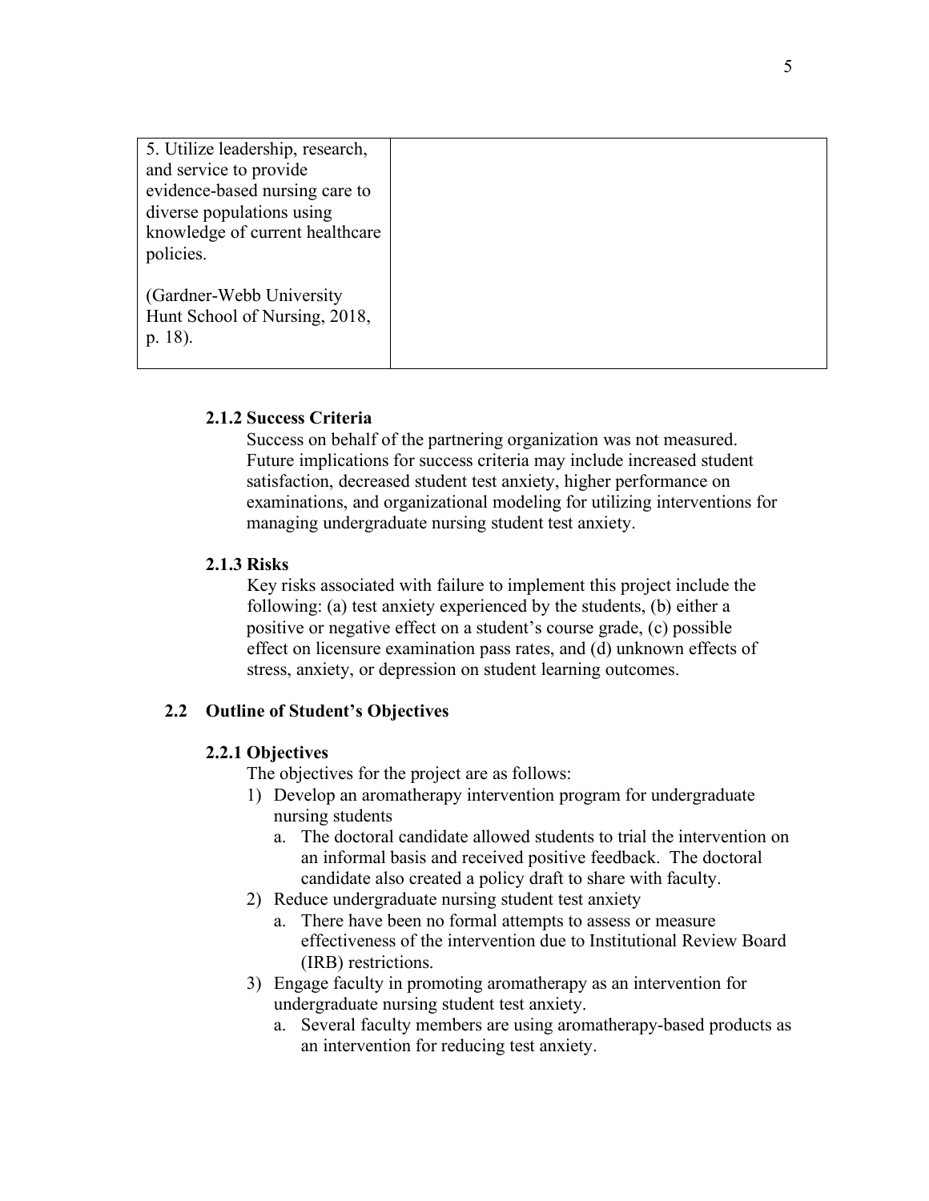| | |
|---|---|
| 5. Utilize leadership, research, and service to provide evidence-based nursing care to diverse populations using knowledge of current healthcare policies.<br><br>(Gardner-Webb University Hunt School of Nursing, 2018, p. 18). | |

#### 2.1.2 Success Criteria

Success on behalf of the partnering organization was not measured. Future implications for success criteria may include increased student satisfaction, decreased student test anxiety, higher performance on examinations, and organizational modeling for utilizing interventions for managing undergraduate nursing student test anxiety.

#### 2.1.3 Risks

Key risks associated with failure to implement this project include the following: (a) test anxiety experienced by the students, (b) either a positive or negative effect on a student's course grade, (c) possible effect on licensure examination pass rates, and (d) unknown effects of stress, anxiety, or depression on student learning outcomes.

### 2.2 Outline of Student's Objectives

#### 2.2.1 Objectives

The objectives for the project are as follows:

1) Develop an aromatherapy intervention program for undergraduate nursing students
   a. The doctoral candidate allowed students to trial the intervention on an informal basis and received positive feedback. The doctoral candidate also created a policy draft to share with faculty.
2) Reduce undergraduate nursing student test anxiety
   a. There have been no formal attempts to assess or measure effectiveness of the intervention due to Institutional Review Board (IRB) restrictions.
3) Engage faculty in promoting aromatherapy as an intervention for undergraduate nursing student test anxiety.
   a. Several faculty members are using aromatherapy-based products as an intervention for reducing test anxiety.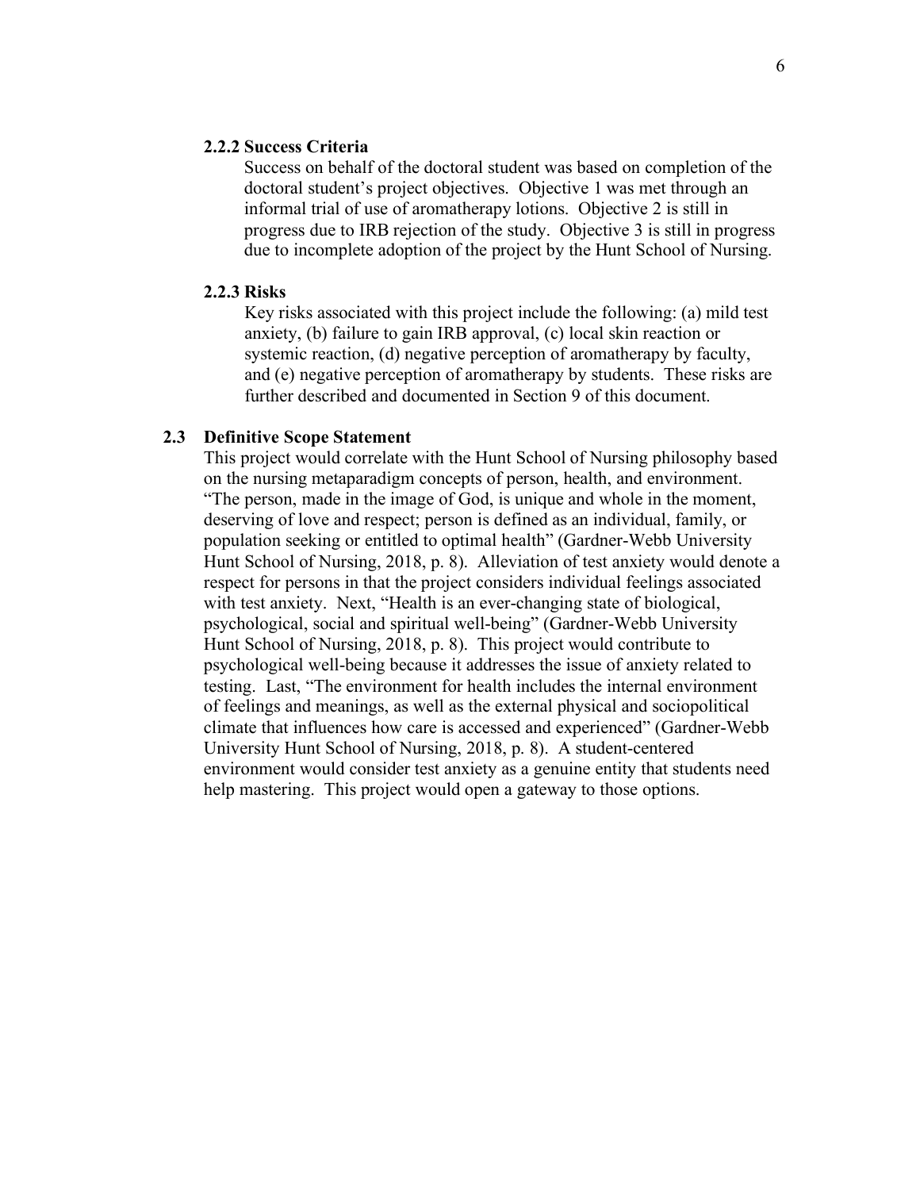#### 2.2.2 Success Criteria

Success on behalf of the doctoral student was based on completion of the doctoral student's project objectives. Objective 1 was met through an informal trial of use of aromatherapy lotions. Objective 2 is still in progress due to IRB rejection of the study. Objective 3 is still in progress due to incomplete adoption of the project by the Hunt School of Nursing.

#### 2.2.3 Risks

Key risks associated with this project include the following: (a) mild test anxiety, (b) failure to gain IRB approval, (c) local skin reaction or systemic reaction, (d) negative perception of aromatherapy by faculty, and (e) negative perception of aromatherapy by students. These risks are further described and documented in Section 9 of this document.

### 2.3 Definitive Scope Statement

This project would correlate with the Hunt School of Nursing philosophy based on the nursing metaparadigm concepts of person, health, and environment. "The person, made in the image of God, is unique and whole in the moment, deserving of love and respect; person is defined as an individual, family, or population seeking or entitled to optimal health" (Gardner-Webb University Hunt School of Nursing, 2018, p. 8). Alleviation of test anxiety would denote a respect for persons in that the project considers individual feelings associated with test anxiety. Next, "Health is an ever-changing state of biological, psychological, social and spiritual well-being" (Gardner-Webb University Hunt School of Nursing, 2018, p. 8). This project would contribute to psychological well-being because it addresses the issue of anxiety related to testing. Last, "The environment for health includes the internal environment of feelings and meanings, as well as the external physical and sociopolitical climate that influences how care is accessed and experienced" (Gardner-Webb University Hunt School of Nursing, 2018, p. 8). A student-centered environment would consider test anxiety as a genuine entity that students need help mastering. This project would open a gateway to those options.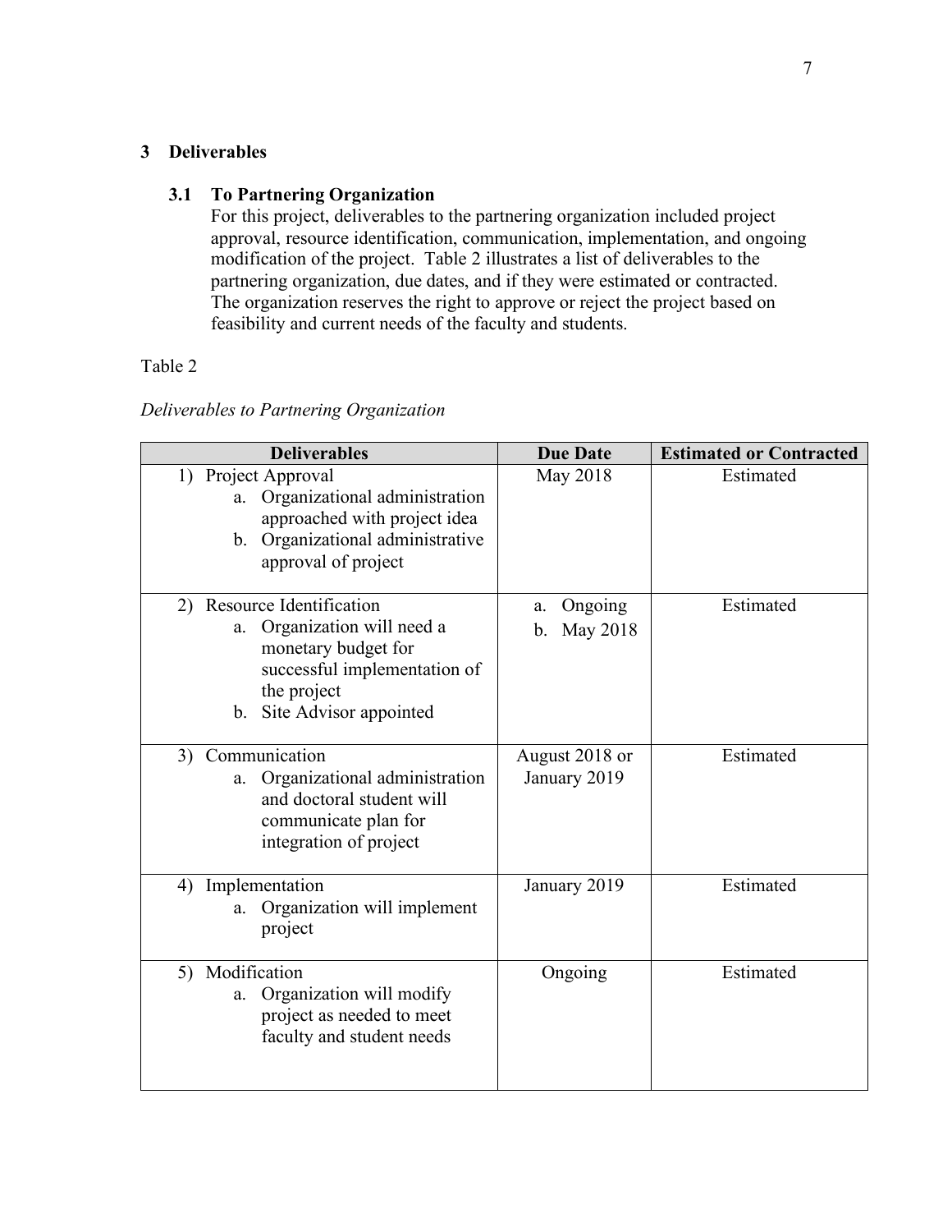## 3 Deliverables

### 3.1 To Partnering Organization

For this project, deliverables to the partnering organization included project approval, resource identification, communication, implementation, and ongoing modification of the project. Table 2 illustrates a list of deliverables to the partnering organization, due dates, and if they were estimated or contracted. The organization reserves the right to approve or reject the project based on feasibility and current needs of the faculty and students.

Table 2

*Deliverables to Partnering Organization*

| Deliverables | Due Date | Estimated or Contracted |
|---|---|---|
| 1) Project Approval<br>a. Organizational administration approached with project idea<br>b. Organizational administrative approval of project | May 2018 | Estimated |
| 2) Resource Identification<br>a. Organization will need a monetary budget for successful implementation of the project<br>b. Site Advisor appointed | a. Ongoing<br>b. May 2018 | Estimated |
| 3) Communication<br>a. Organizational administration and doctoral student will communicate plan for integration of project | August 2018 or January 2019 | Estimated |
| 4) Implementation<br>a. Organization will implement project | January 2019 | Estimated |
| 5) Modification<br>a. Organization will modify project as needed to meet faculty and student needs | Ongoing | Estimated |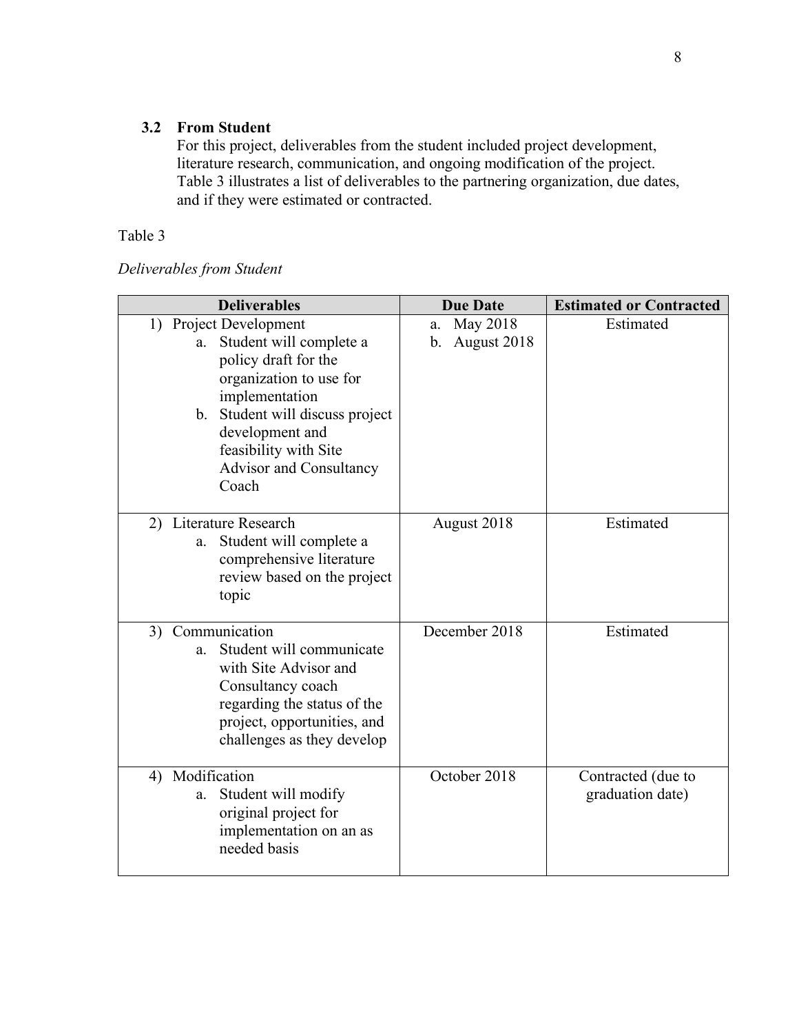### 3.2 From Student

For this project, deliverables from the student included project development, literature research, communication, and ongoing modification of the project. Table 3 illustrates a list of deliverables to the partnering organization, due dates, and if they were estimated or contracted.

Table 3

*Deliverables from Student*

| Deliverables | Due Date | Estimated or Contracted |
|---|---|---|
| 1) Project Development<br>a. Student will complete a policy draft for the organization to use for implementation<br>b. Student will discuss project development and feasibility with Site Advisor and Consultancy Coach | a. May 2018<br>b. August 2018 | Estimated |
| 2) Literature Research<br>a. Student will complete a comprehensive literature review based on the project topic | August 2018 | Estimated |
| 3) Communication<br>a. Student will communicate with Site Advisor and Consultancy coach regarding the status of the project, opportunities, and challenges as they develop | December 2018 | Estimated |
| 4) Modification<br>a. Student will modify original project for implementation on an as needed basis | October 2018 | Contracted (due to graduation date) |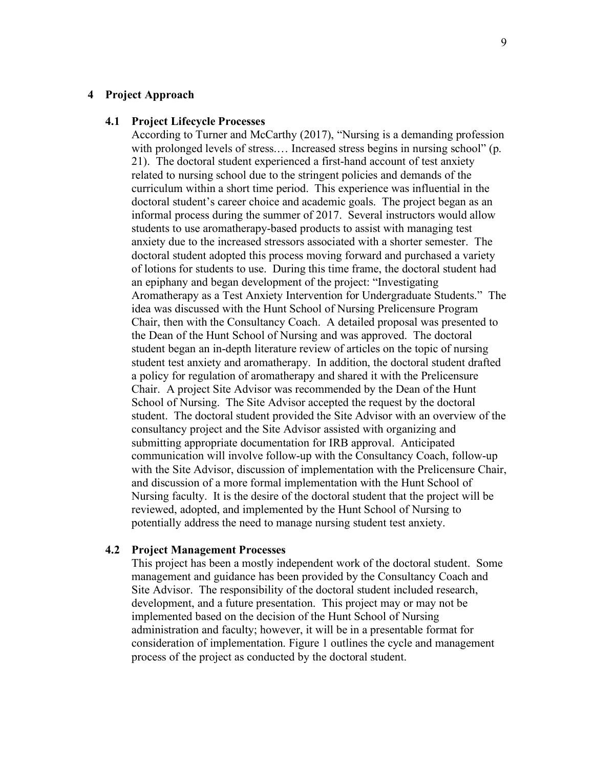# 4 Project Approach

## 4.1 Project Lifecycle Processes

According to Turner and McCarthy (2017), "Nursing is a demanding profession with prolonged levels of stress.… Increased stress begins in nursing school" (p. 21). The doctoral student experienced a first-hand account of test anxiety related to nursing school due to the stringent policies and demands of the curriculum within a short time period. This experience was influential in the doctoral student's career choice and academic goals. The project began as an informal process during the summer of 2017. Several instructors would allow students to use aromatherapy-based products to assist with managing test anxiety due to the increased stressors associated with a shorter semester. The doctoral student adopted this process moving forward and purchased a variety of lotions for students to use. During this time frame, the doctoral student had an epiphany and began development of the project: "Investigating Aromatherapy as a Test Anxiety Intervention for Undergraduate Students." The idea was discussed with the Hunt School of Nursing Prelicensure Program Chair, then with the Consultancy Coach. A detailed proposal was presented to the Dean of the Hunt School of Nursing and was approved. The doctoral student began an in-depth literature review of articles on the topic of nursing student test anxiety and aromatherapy. In addition, the doctoral student drafted a policy for regulation of aromatherapy and shared it with the Prelicensure Chair. A project Site Advisor was recommended by the Dean of the Hunt School of Nursing. The Site Advisor accepted the request by the doctoral student. The doctoral student provided the Site Advisor with an overview of the consultancy project and the Site Advisor assisted with organizing and submitting appropriate documentation for IRB approval. Anticipated communication will involve follow-up with the Consultancy Coach, follow-up with the Site Advisor, discussion of implementation with the Prelicensure Chair, and discussion of a more formal implementation with the Hunt School of Nursing faculty. It is the desire of the doctoral student that the project will be reviewed, adopted, and implemented by the Hunt School of Nursing to potentially address the need to manage nursing student test anxiety.

## 4.2 Project Management Processes

This project has been a mostly independent work of the doctoral student. Some management and guidance has been provided by the Consultancy Coach and Site Advisor. The responsibility of the doctoral student included research, development, and a future presentation. This project may or may not be implemented based on the decision of the Hunt School of Nursing administration and faculty; however, it will be in a presentable format for consideration of implementation. Figure 1 outlines the cycle and management process of the project as conducted by the doctoral student.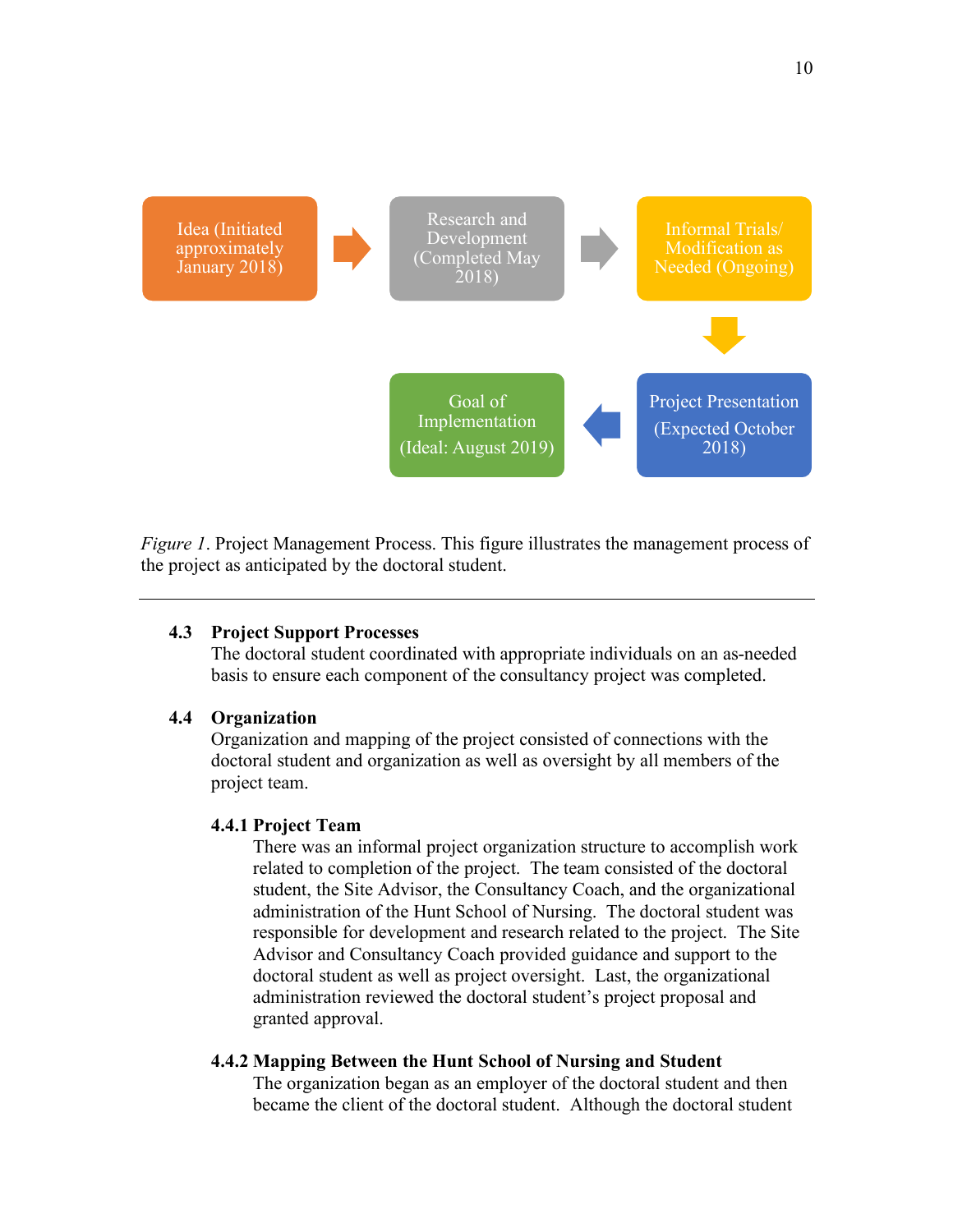Idea (Initiated approximately January 2018) → Research and Development (Completed May 2018) → Informal Trials/ Modification as Needed (Ongoing) → Project Presentation (Expected October 2018) → Goal of Implementation (Ideal: August 2019)

*Figure 1*. Project Management Process. This figure illustrates the management process of the project as anticipated by the doctoral student.

---

## 4.3 Project Support Processes

The doctoral student coordinated with appropriate individuals on an as-needed basis to ensure each component of the consultancy project was completed.

## 4.4 Organization

Organization and mapping of the project consisted of connections with the doctoral student and organization as well as oversight by all members of the project team.

### 4.4.1 Project Team

There was an informal project organization structure to accomplish work related to completion of the project. The team consisted of the doctoral student, the Site Advisor, the Consultancy Coach, and the organizational administration of the Hunt School of Nursing. The doctoral student was responsible for development and research related to the project. The Site Advisor and Consultancy Coach provided guidance and support to the doctoral student as well as project oversight. Last, the organizational administration reviewed the doctoral student's project proposal and granted approval.

### 4.4.2 Mapping Between the Hunt School of Nursing and Student

The organization began as an employer of the doctoral student and then became the client of the doctoral student. Although the doctoral student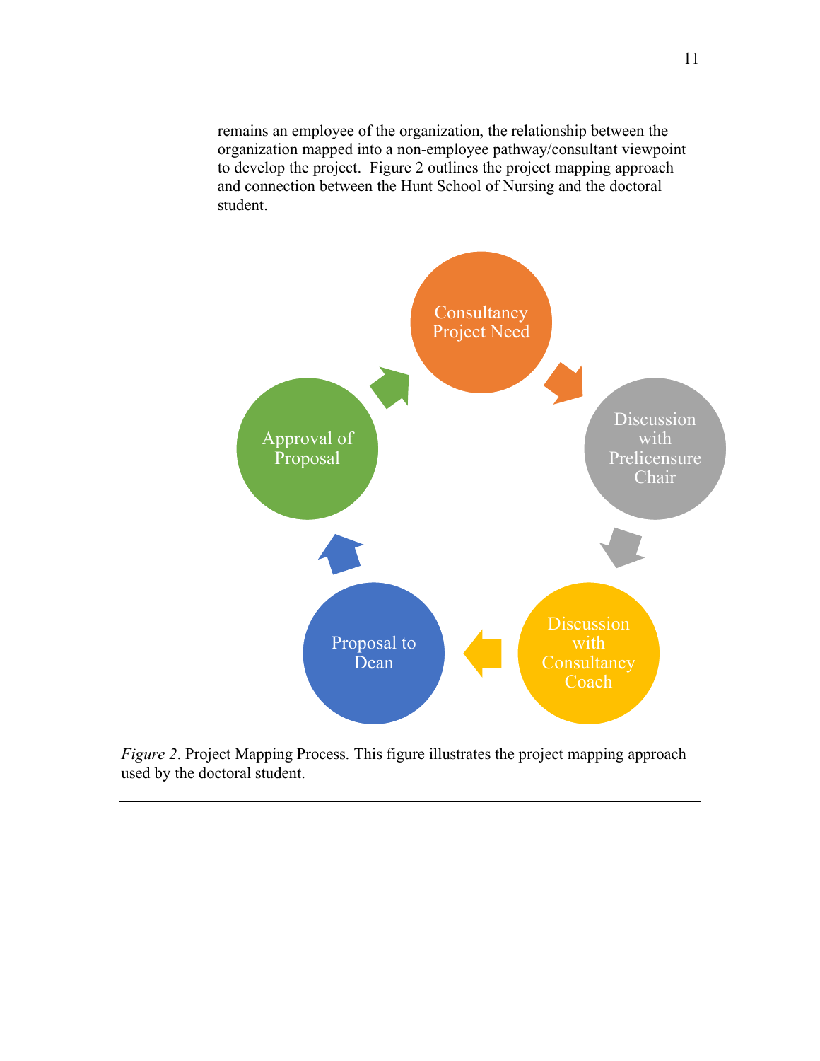remains an employee of the organization, the relationship between the organization mapped into a non-employee pathway/consultant viewpoint to develop the project. Figure 2 outlines the project mapping approach and connection between the Hunt School of Nursing and the doctoral student.

Consultancy Project Need

Discussion with Prelicensure Chair

Discussion with Consultancy Coach

Proposal to Dean

Approval of Proposal

*Figure 2*. Project Mapping Process. This figure illustrates the project mapping approach used by the doctoral student.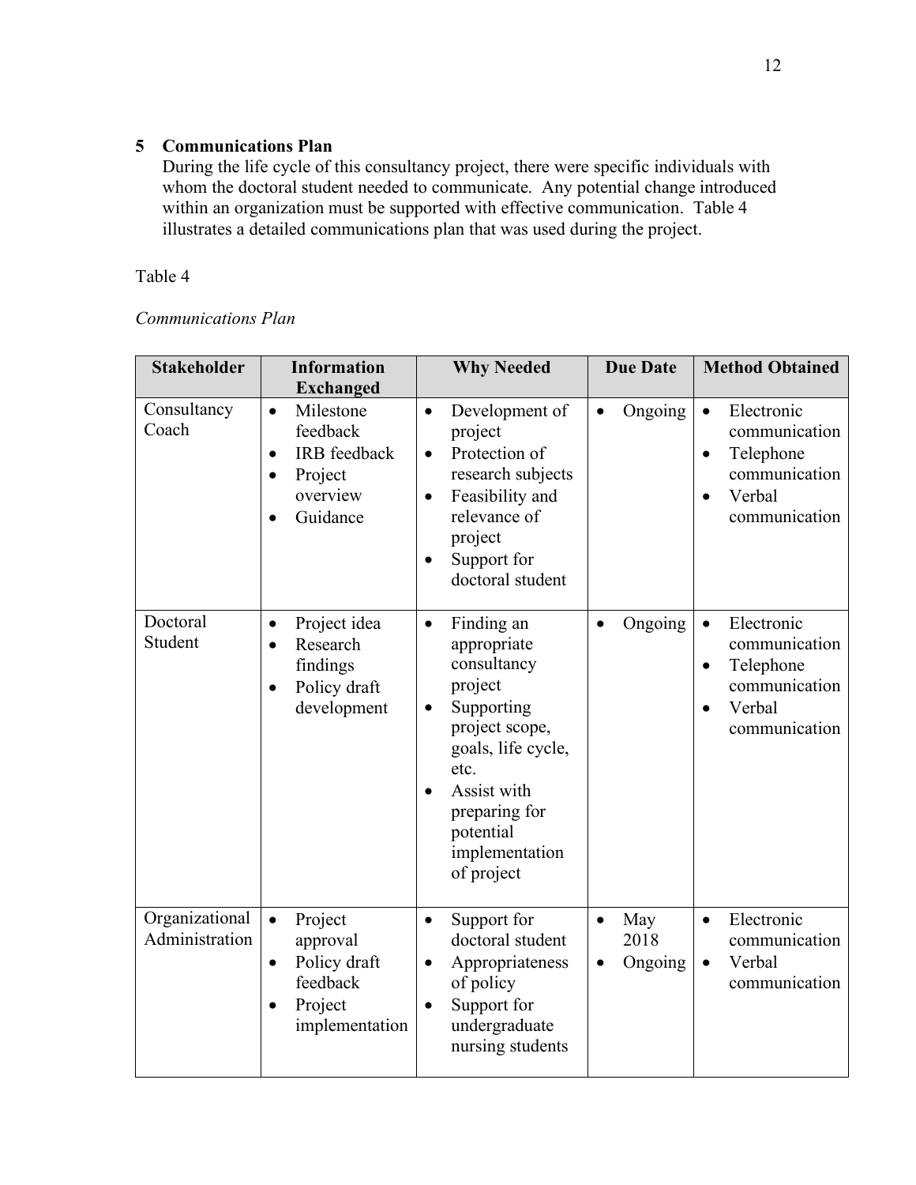## 5 Communications Plan

During the life cycle of this consultancy project, there were specific individuals with whom the doctoral student needed to communicate. Any potential change introduced within an organization must be supported with effective communication. Table 4 illustrates a detailed communications plan that was used during the project.

Table 4

*Communications Plan*

| Stakeholder | Information Exchanged | Why Needed | Due Date | Method Obtained |
|---|---|---|---|---|
| Consultancy Coach | • Milestone feedback<br>• IRB feedback<br>• Project overview<br>• Guidance | • Development of project<br>• Protection of research subjects<br>• Feasibility and relevance of project<br>• Support for doctoral student | • Ongoing | • Electronic communication<br>• Telephone communication<br>• Verbal communication |
| Doctoral Student | • Project idea<br>• Research findings<br>• Policy draft development | • Finding an appropriate consultancy project<br>• Supporting project scope, goals, life cycle, etc.<br>• Assist with preparing for potential implementation of project | • Ongoing | • Electronic communication<br>• Telephone communication<br>• Verbal communication |
| Organizational Administration | • Project approval<br>• Policy draft feedback<br>• Project implementation | • Support for doctoral student<br>• Appropriateness of policy<br>• Support for undergraduate nursing students | • May 2018<br>• Ongoing | • Electronic communication<br>• Verbal communication |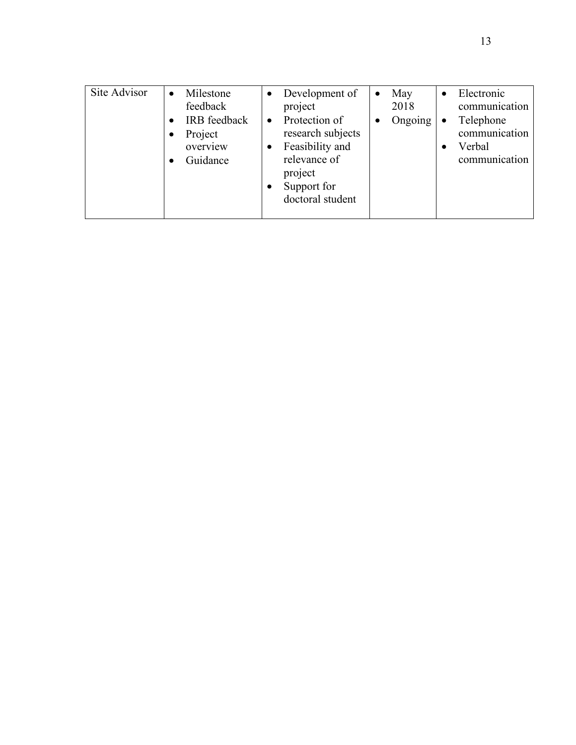| | | | | |
|---|---|---|---|---|
| Site Advisor | • Milestone feedback<br>• IRB feedback<br>• Project overview<br>• Guidance | • Development of project<br>• Protection of research subjects<br>• Feasibility and relevance of project<br>• Support for doctoral student | • May 2018<br>• Ongoing | • Electronic communication<br>• Telephone communication<br>• Verbal communication |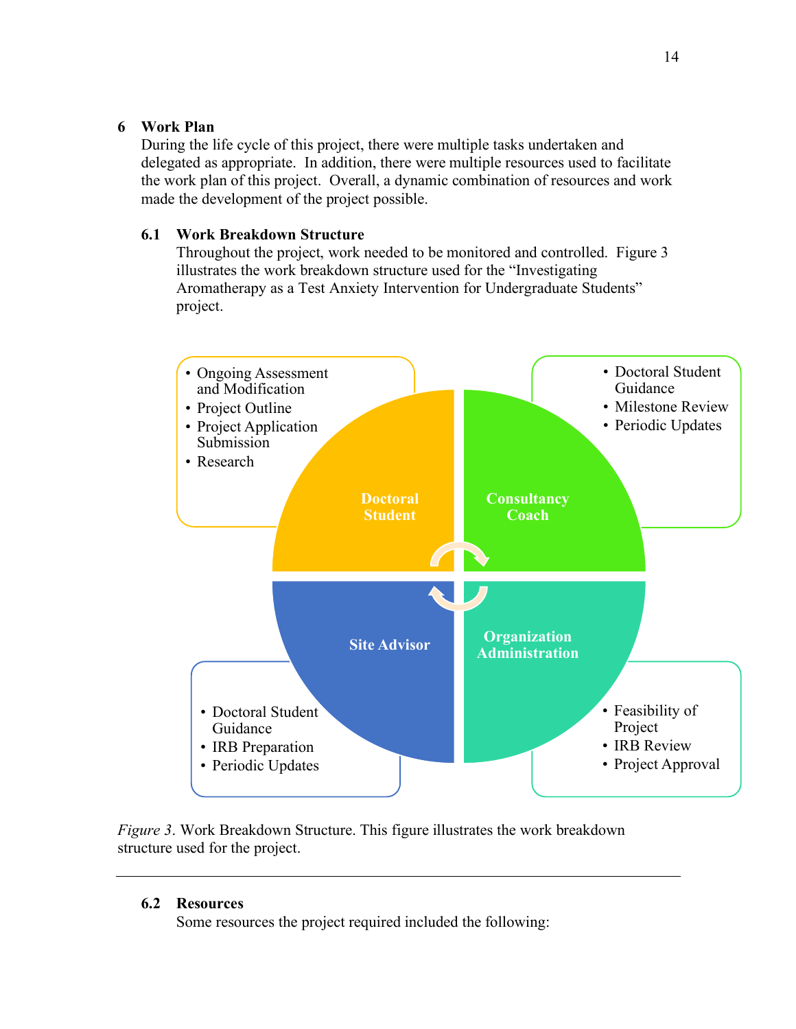## 6 Work Plan

During the life cycle of this project, there were multiple tasks undertaken and delegated as appropriate. In addition, there were multiple resources used to facilitate the work plan of this project. Overall, a dynamic combination of resources and work made the development of the project possible.

### 6.1 Work Breakdown Structure

Throughout the project, work needed to be monitored and controlled. Figure 3 illustrates the work breakdown structure used for the "Investigating Aromatherapy as a Test Anxiety Intervention for Undergraduate Students" project.

**Doctoral Student**
- Ongoing Assessment and Modification
- Project Outline
- Project Application Submission
- Research

**Consultancy Coach**
- Doctoral Student Guidance
- Milestone Review
- Periodic Updates

**Site Advisor**
- Doctoral Student Guidance
- IRB Preparation
- Periodic Updates

**Organization Administration**
- Feasibility of Project
- IRB Review
- Project Approval

*Figure 3*. Work Breakdown Structure. This figure illustrates the work breakdown structure used for the project.

---

### 6.2 Resources

Some resources the project required included the following: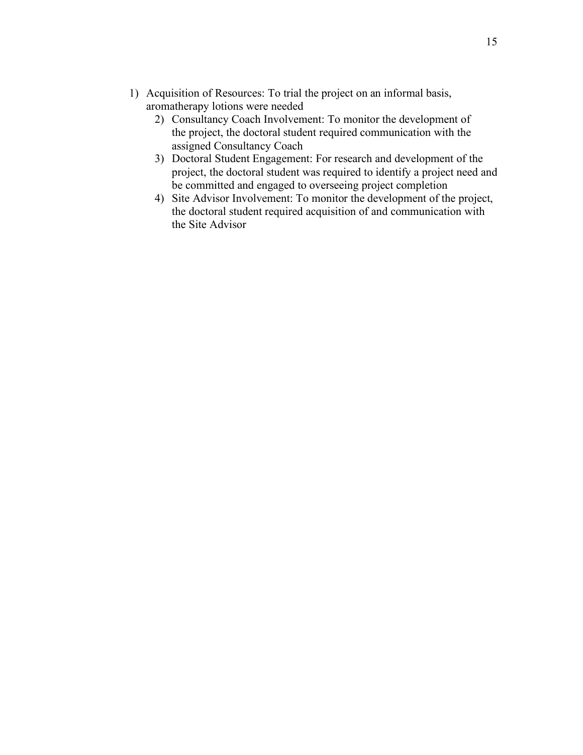1) Acquisition of Resources: To trial the project on an informal basis, aromatherapy lotions were needed
2) Consultancy Coach Involvement: To monitor the development of the project, the doctoral student required communication with the assigned Consultancy Coach
3) Doctoral Student Engagement: For research and development of the project, the doctoral student was required to identify a project need and be committed and engaged to overseeing project completion
4) Site Advisor Involvement: To monitor the development of the project, the doctoral student required acquisition of and communication with the Site Advisor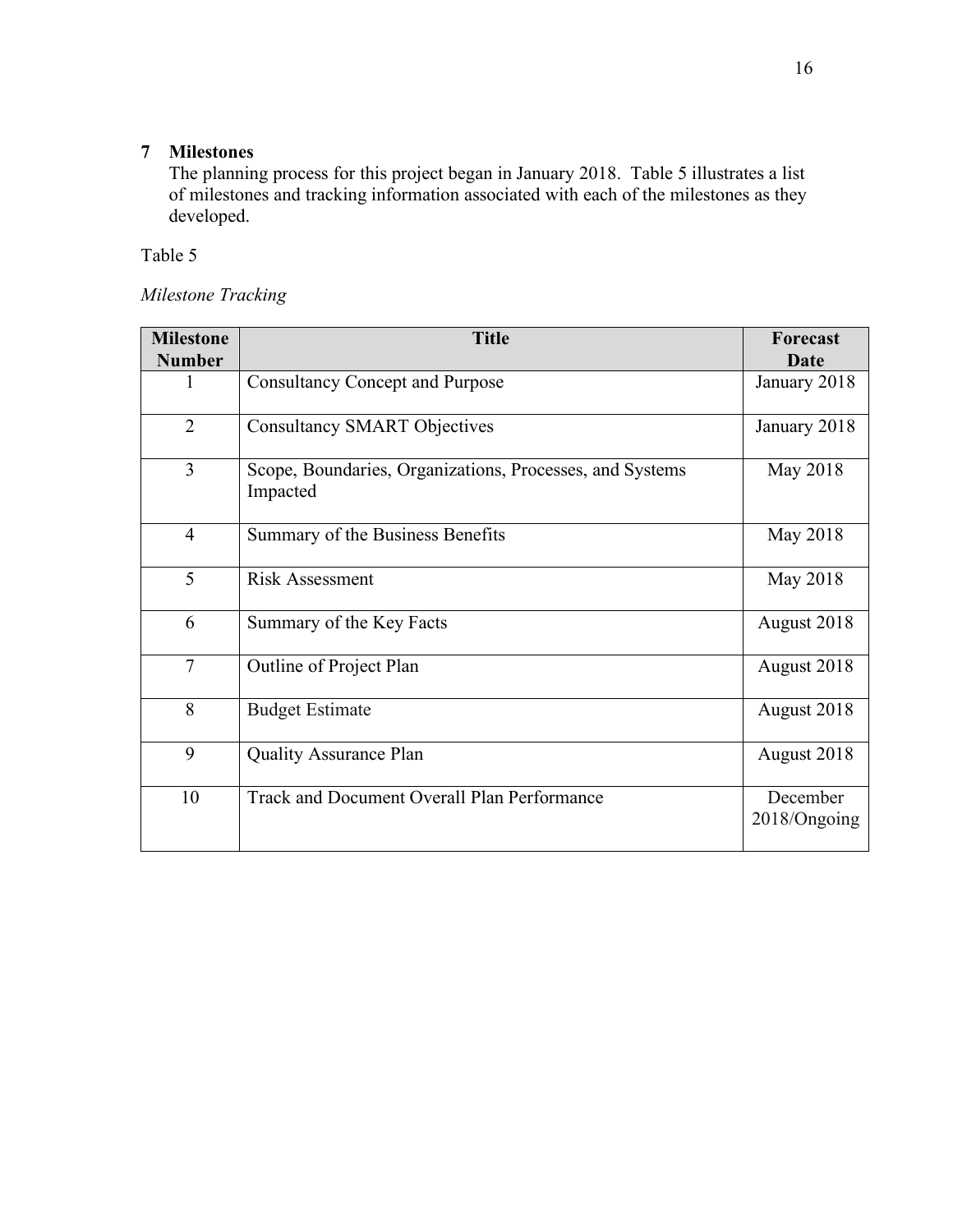## 7 Milestones

The planning process for this project began in January 2018. Table 5 illustrates a list of milestones and tracking information associated with each of the milestones as they developed.

Table 5

*Milestone Tracking*

| Milestone Number | Title | Forecast Date |
|---|---|---|
| 1 | Consultancy Concept and Purpose | January 2018 |
| 2 | Consultancy SMART Objectives | January 2018 |
| 3 | Scope, Boundaries, Organizations, Processes, and Systems Impacted | May 2018 |
| 4 | Summary of the Business Benefits | May 2018 |
| 5 | Risk Assessment | May 2018 |
| 6 | Summary of the Key Facts | August 2018 |
| 7 | Outline of Project Plan | August 2018 |
| 8 | Budget Estimate | August 2018 |
| 9 | Quality Assurance Plan | August 2018 |
| 10 | Track and Document Overall Plan Performance | December 2018/Ongoing |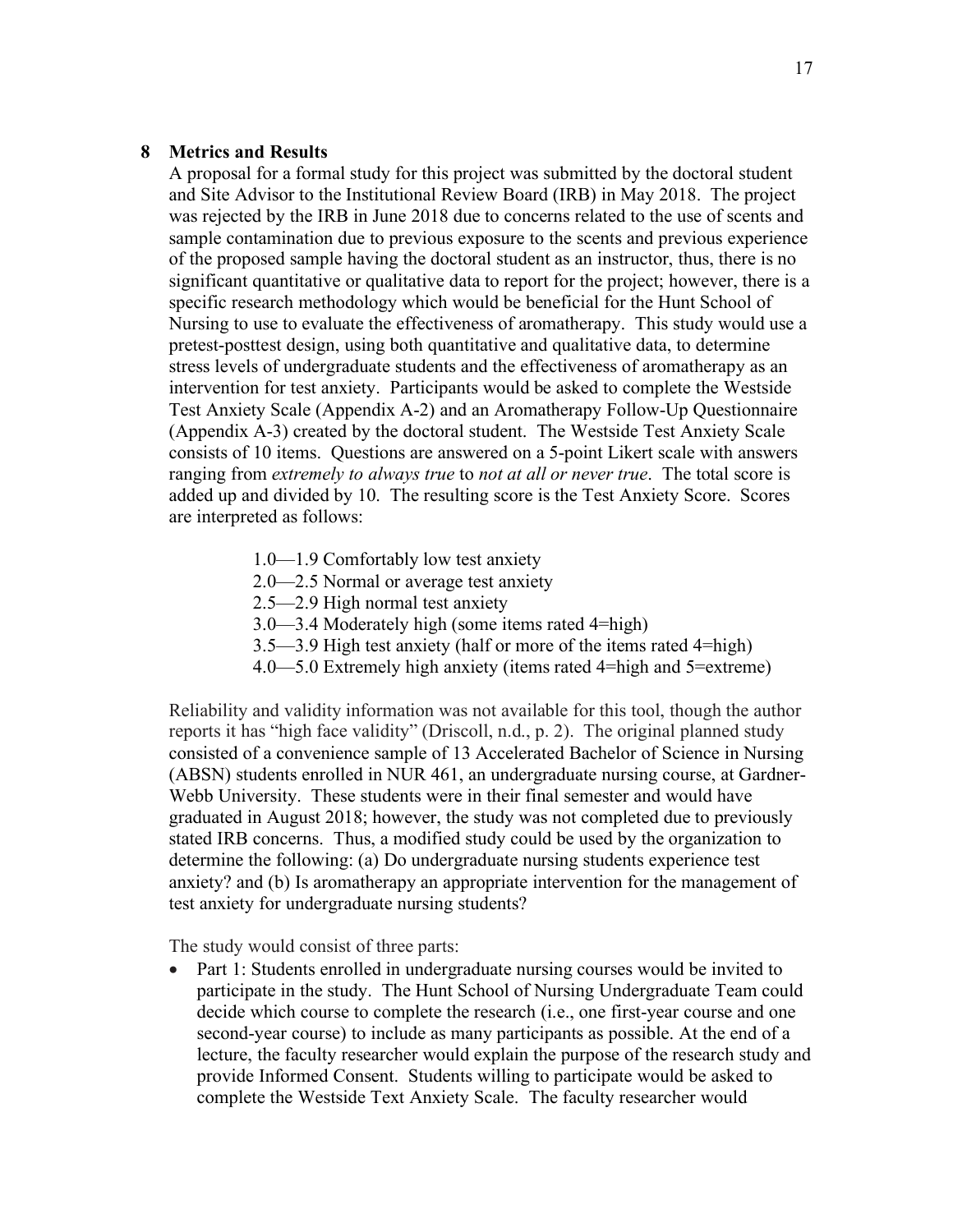## 8 Metrics and Results

A proposal for a formal study for this project was submitted by the doctoral student and Site Advisor to the Institutional Review Board (IRB) in May 2018. The project was rejected by the IRB in June 2018 due to concerns related to the use of scents and sample contamination due to previous exposure to the scents and previous experience of the proposed sample having the doctoral student as an instructor, thus, there is no significant quantitative or qualitative data to report for the project; however, there is a specific research methodology which would be beneficial for the Hunt School of Nursing to use to evaluate the effectiveness of aromatherapy. This study would use a pretest-posttest design, using both quantitative and qualitative data, to determine stress levels of undergraduate students and the effectiveness of aromatherapy as an intervention for test anxiety. Participants would be asked to complete the Westside Test Anxiety Scale (Appendix A-2) and an Aromatherapy Follow-Up Questionnaire (Appendix A-3) created by the doctoral student. The Westside Test Anxiety Scale consists of 10 items. Questions are answered on a 5-point Likert scale with answers ranging from *extremely to always true* to *not at all or never true*. The total score is added up and divided by 10. The resulting score is the Test Anxiety Score. Scores are interpreted as follows:

1.0—1.9 Comfortably low test anxiety
2.0—2.5 Normal or average test anxiety
2.5—2.9 High normal test anxiety
3.0—3.4 Moderately high (some items rated 4=high)
3.5—3.9 High test anxiety (half or more of the items rated 4=high)
4.0—5.0 Extremely high anxiety (items rated 4=high and 5=extreme)

Reliability and validity information was not available for this tool, though the author reports it has "high face validity" (Driscoll, n.d., p. 2). The original planned study consisted of a convenience sample of 13 Accelerated Bachelor of Science in Nursing (ABSN) students enrolled in NUR 461, an undergraduate nursing course, at Gardner-Webb University. These students were in their final semester and would have graduated in August 2018; however, the study was not completed due to previously stated IRB concerns. Thus, a modified study could be used by the organization to determine the following: (a) Do undergraduate nursing students experience test anxiety? and (b) Is aromatherapy an appropriate intervention for the management of test anxiety for undergraduate nursing students?

The study would consist of three parts:

- Part 1: Students enrolled in undergraduate nursing courses would be invited to participate in the study. The Hunt School of Nursing Undergraduate Team could decide which course to complete the research (i.e., one first-year course and one second-year course) to include as many participants as possible. At the end of a lecture, the faculty researcher would explain the purpose of the research study and provide Informed Consent. Students willing to participate would be asked to complete the Westside Text Anxiety Scale. The faculty researcher would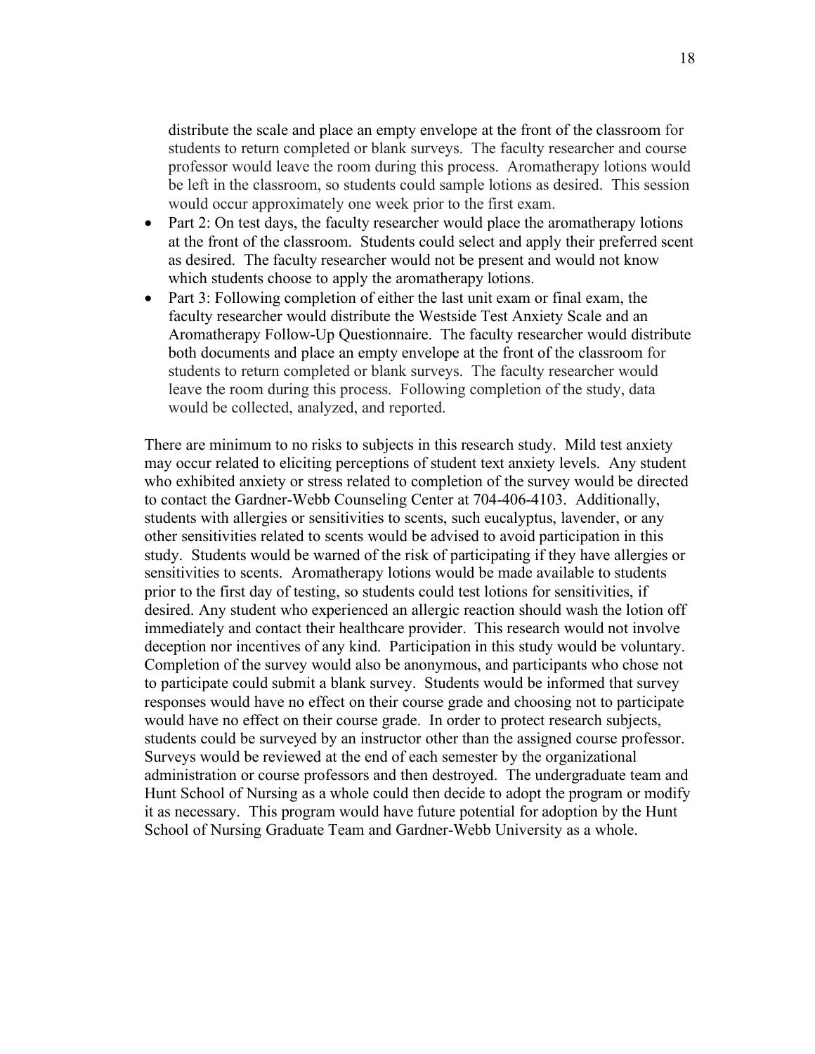distribute the scale and place an empty envelope at the front of the classroom for students to return completed or blank surveys. The faculty researcher and course professor would leave the room during this process. Aromatherapy lotions would be left in the classroom, so students could sample lotions as desired. This session would occur approximately one week prior to the first exam.

- Part 2: On test days, the faculty researcher would place the aromatherapy lotions at the front of the classroom. Students could select and apply their preferred scent as desired. The faculty researcher would not be present and would not know which students choose to apply the aromatherapy lotions.
- Part 3: Following completion of either the last unit exam or final exam, the faculty researcher would distribute the Westside Test Anxiety Scale and an Aromatherapy Follow-Up Questionnaire. The faculty researcher would distribute both documents and place an empty envelope at the front of the classroom for students to return completed or blank surveys. The faculty researcher would leave the room during this process. Following completion of the study, data would be collected, analyzed, and reported.

There are minimum to no risks to subjects in this research study. Mild test anxiety may occur related to eliciting perceptions of student text anxiety levels. Any student who exhibited anxiety or stress related to completion of the survey would be directed to contact the Gardner-Webb Counseling Center at 704-406-4103. Additionally, students with allergies or sensitivities to scents, such eucalyptus, lavender, or any other sensitivities related to scents would be advised to avoid participation in this study. Students would be warned of the risk of participating if they have allergies or sensitivities to scents. Aromatherapy lotions would be made available to students prior to the first day of testing, so students could test lotions for sensitivities, if desired. Any student who experienced an allergic reaction should wash the lotion off immediately and contact their healthcare provider. This research would not involve deception nor incentives of any kind. Participation in this study would be voluntary. Completion of the survey would also be anonymous, and participants who chose not to participate could submit a blank survey. Students would be informed that survey responses would have no effect on their course grade and choosing not to participate would have no effect on their course grade. In order to protect research subjects, students could be surveyed by an instructor other than the assigned course professor. Surveys would be reviewed at the end of each semester by the organizational administration or course professors and then destroyed. The undergraduate team and Hunt School of Nursing as a whole could then decide to adopt the program or modify it as necessary. This program would have future potential for adoption by the Hunt School of Nursing Graduate Team and Gardner-Webb University as a whole.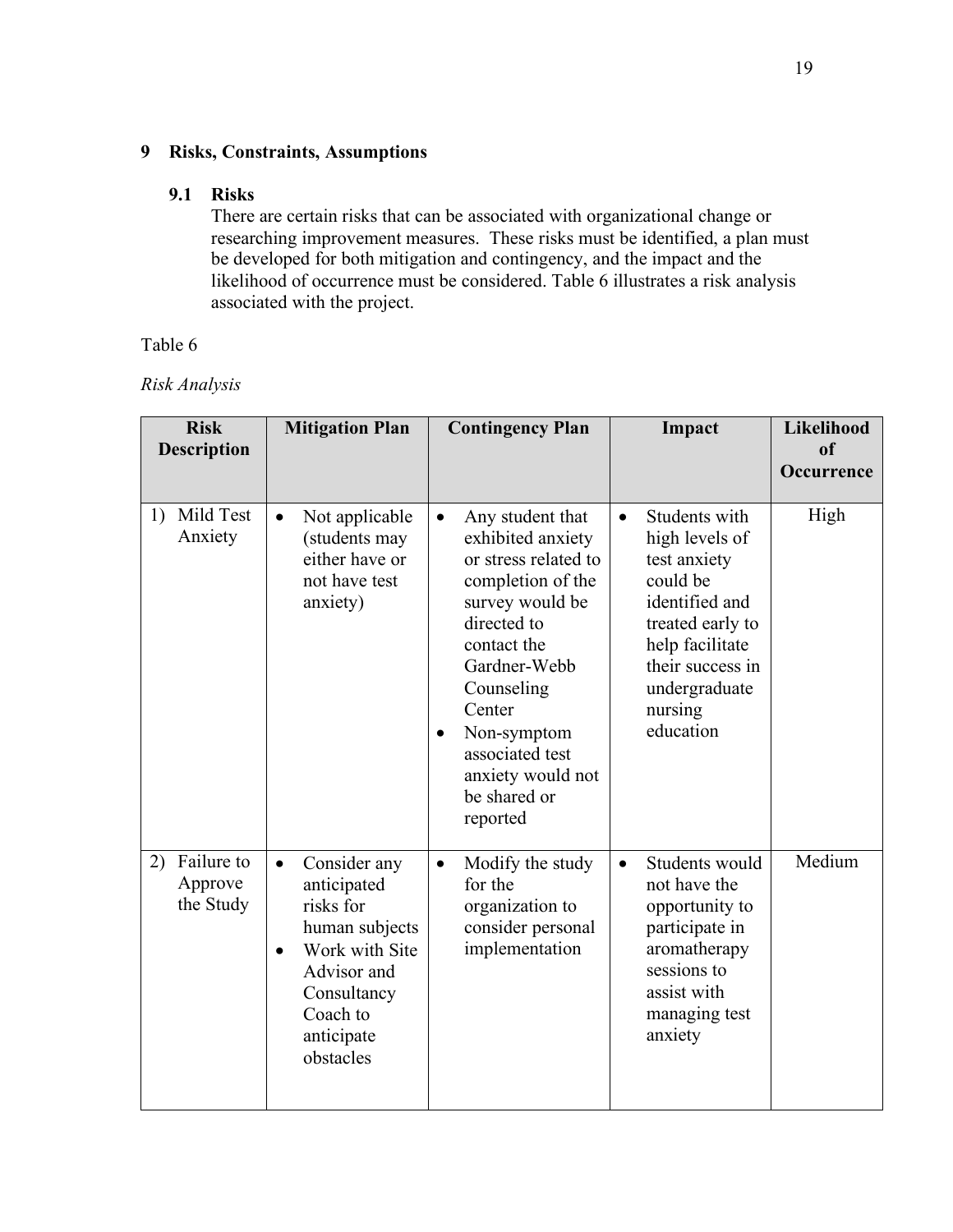## 9 Risks, Constraints, Assumptions

### 9.1 Risks

There are certain risks that can be associated with organizational change or researching improvement measures. These risks must be identified, a plan must be developed for both mitigation and contingency, and the impact and the likelihood of occurrence must be considered. Table 6 illustrates a risk analysis associated with the project.

Table 6

*Risk Analysis*

| Risk Description | Mitigation Plan | Contingency Plan | Impact | Likelihood of Occurrence |
|---|---|---|---|---|
| 1) Mild Test Anxiety | • Not applicable (students may either have or not have test anxiety) | • Any student that exhibited anxiety or stress related to completion of the survey would be directed to contact the Gardner-Webb Counseling Center<br>• Non-symptom associated test anxiety would not be shared or reported | • Students with high levels of test anxiety could be identified and treated early to help facilitate their success in undergraduate nursing education | High |
| 2) Failure to Approve the Study | • Consider any anticipated risks for human subjects<br>• Work with Site Advisor and Consultancy Coach to anticipate obstacles | • Modify the study for the organization to consider personal implementation | • Students would not have the opportunity to participate in aromatherapy sessions to assist with managing test anxiety | Medium |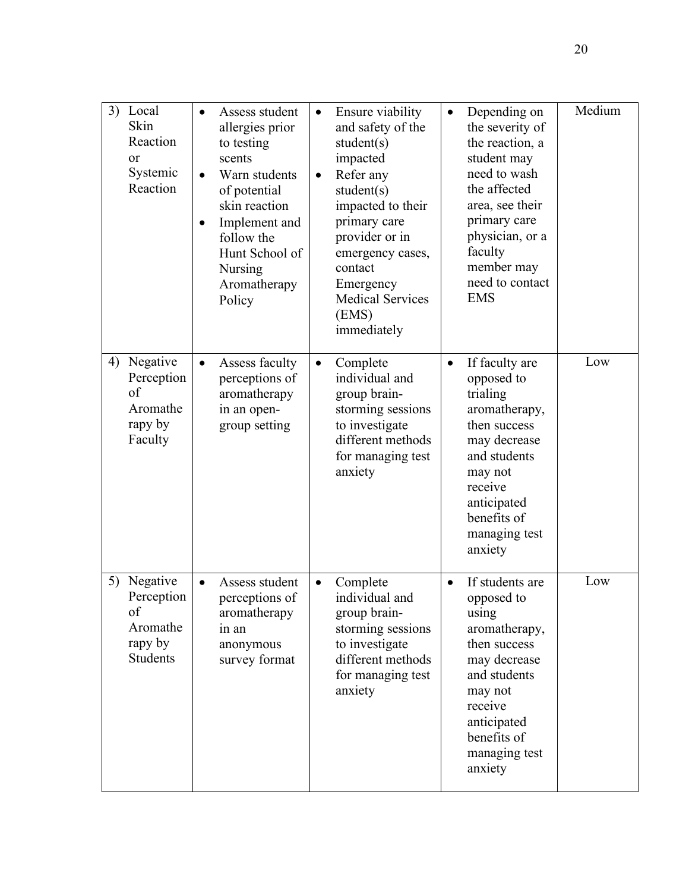| | | | | |
|---|---|---|---|---|
| 3) Local Skin Reaction or Systemic Reaction | • Assess student allergies prior to testing scents<br>• Warn students of potential skin reaction<br>• Implement and follow the Hunt School of Nursing Aromatherapy Policy | • Ensure viability and safety of the student(s) impacted<br>• Refer any student(s) impacted to their primary care provider or in emergency cases, contact Emergency Medical Services (EMS) immediately | • Depending on the severity of the reaction, a student may need to wash the affected area, see their primary care physician, or a faculty member may need to contact EMS | Medium |
| 4) Negative Perception of Aromatherapy by Faculty | • Assess faculty perceptions of aromatherapy in an open-group setting | • Complete individual and group brain-storming sessions to investigate different methods for managing test anxiety | • If faculty are opposed to trialing aromatherapy, then success may decrease and students may not receive anticipated benefits of managing test anxiety | Low |
| 5) Negative Perception of Aromatherapy by Students | • Assess student perceptions of aromatherapy in an anonymous survey format | • Complete individual and group brain-storming sessions to investigate different methods for managing test anxiety | • If students are opposed to using aromatherapy, then success may decrease and students may not receive anticipated benefits of managing test anxiety | Low |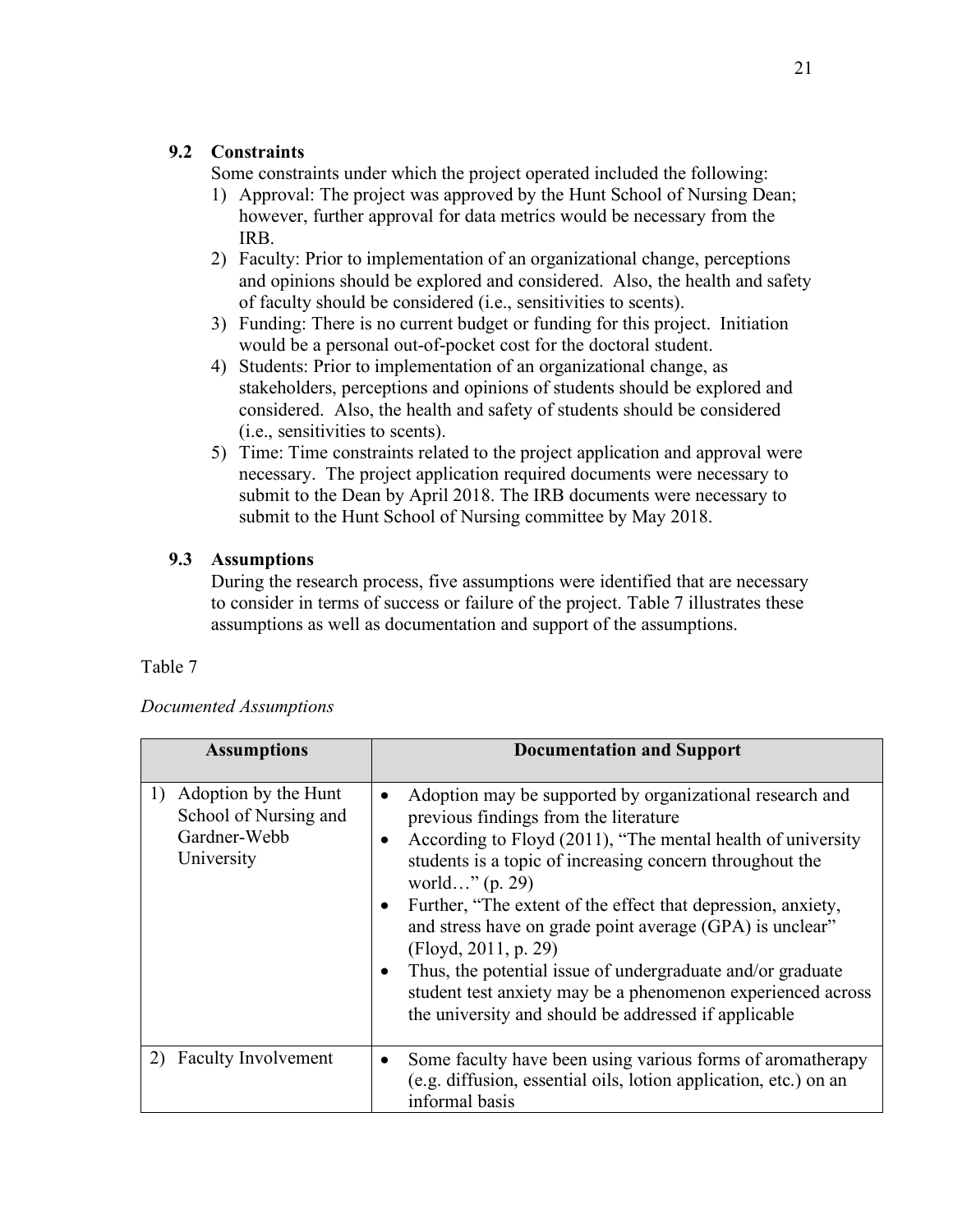### 9.2 Constraints

Some constraints under which the project operated included the following:

1) Approval: The project was approved by the Hunt School of Nursing Dean; however, further approval for data metrics would be necessary from the IRB.
2) Faculty: Prior to implementation of an organizational change, perceptions and opinions should be explored and considered. Also, the health and safety of faculty should be considered (i.e., sensitivities to scents).
3) Funding: There is no current budget or funding for this project. Initiation would be a personal out-of-pocket cost for the doctoral student.
4) Students: Prior to implementation of an organizational change, as stakeholders, perceptions and opinions of students should be explored and considered. Also, the health and safety of students should be considered (i.e., sensitivities to scents).
5) Time: Time constraints related to the project application and approval were necessary. The project application required documents were necessary to submit to the Dean by April 2018. The IRB documents were necessary to submit to the Hunt School of Nursing committee by May 2018.

### 9.3 Assumptions

During the research process, five assumptions were identified that are necessary to consider in terms of success or failure of the project. Table 7 illustrates these assumptions as well as documentation and support of the assumptions.

Table 7

*Documented Assumptions*

| Assumptions | Documentation and Support |
| --- | --- |
| 1) Adoption by the Hunt School of Nursing and Gardner-Webb University | • Adoption may be supported by organizational research and previous findings from the literature<br>• According to Floyd (2011), "The mental health of university students is a topic of increasing concern throughout the world…" (p. 29)<br>• Further, "The extent of the effect that depression, anxiety, and stress have on grade point average (GPA) is unclear" (Floyd, 2011, p. 29)<br>• Thus, the potential issue of undergraduate and/or graduate student test anxiety may be a phenomenon experienced across the university and should be addressed if applicable |
| 2) Faculty Involvement | • Some faculty have been using various forms of aromatherapy (e.g. diffusion, essential oils, lotion application, etc.) on an informal basis |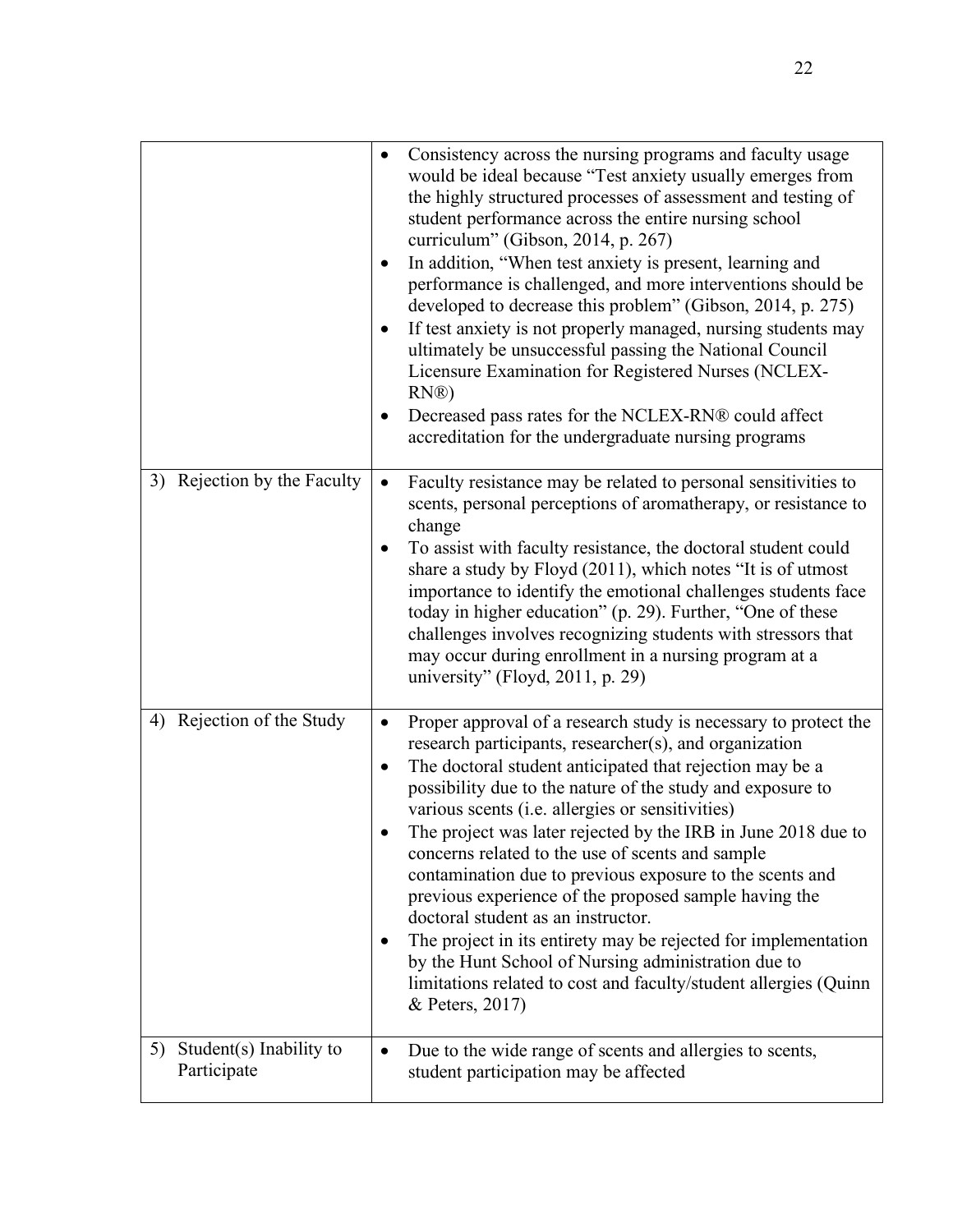| | |
|---|---|
| | • Consistency across the nursing programs and faculty usage would be ideal because "Test anxiety usually emerges from the highly structured processes of assessment and testing of student performance across the entire nursing school curriculum" (Gibson, 2014, p. 267)<br>• In addition, "When test anxiety is present, learning and performance is challenged, and more interventions should be developed to decrease this problem" (Gibson, 2014, p. 275)<br>• If test anxiety is not properly managed, nursing students may ultimately be unsuccessful passing the National Council Licensure Examination for Registered Nurses (NCLEX-RN®)<br>• Decreased pass rates for the NCLEX-RN® could affect accreditation for the undergraduate nursing programs |
| 3) Rejection by the Faculty | • Faculty resistance may be related to personal sensitivities to scents, personal perceptions of aromatherapy, or resistance to change<br>• To assist with faculty resistance, the doctoral student could share a study by Floyd (2011), which notes "It is of utmost importance to identify the emotional challenges students face today in higher education" (p. 29). Further, "One of these challenges involves recognizing students with stressors that may occur during enrollment in a nursing program at a university" (Floyd, 2011, p. 29) |
| 4) Rejection of the Study | • Proper approval of a research study is necessary to protect the research participants, researcher(s), and organization<br>• The doctoral student anticipated that rejection may be a possibility due to the nature of the study and exposure to various scents (i.e. allergies or sensitivities)<br>• The project was later rejected by the IRB in June 2018 due to concerns related to the use of scents and sample contamination due to previous exposure to the scents and previous experience of the proposed sample having the doctoral student as an instructor.<br>• The project in its entirety may be rejected for implementation by the Hunt School of Nursing administration due to limitations related to cost and faculty/student allergies (Quinn & Peters, 2017) |
| 5) Student(s) Inability to Participate | • Due to the wide range of scents and allergies to scents, student participation may be affected |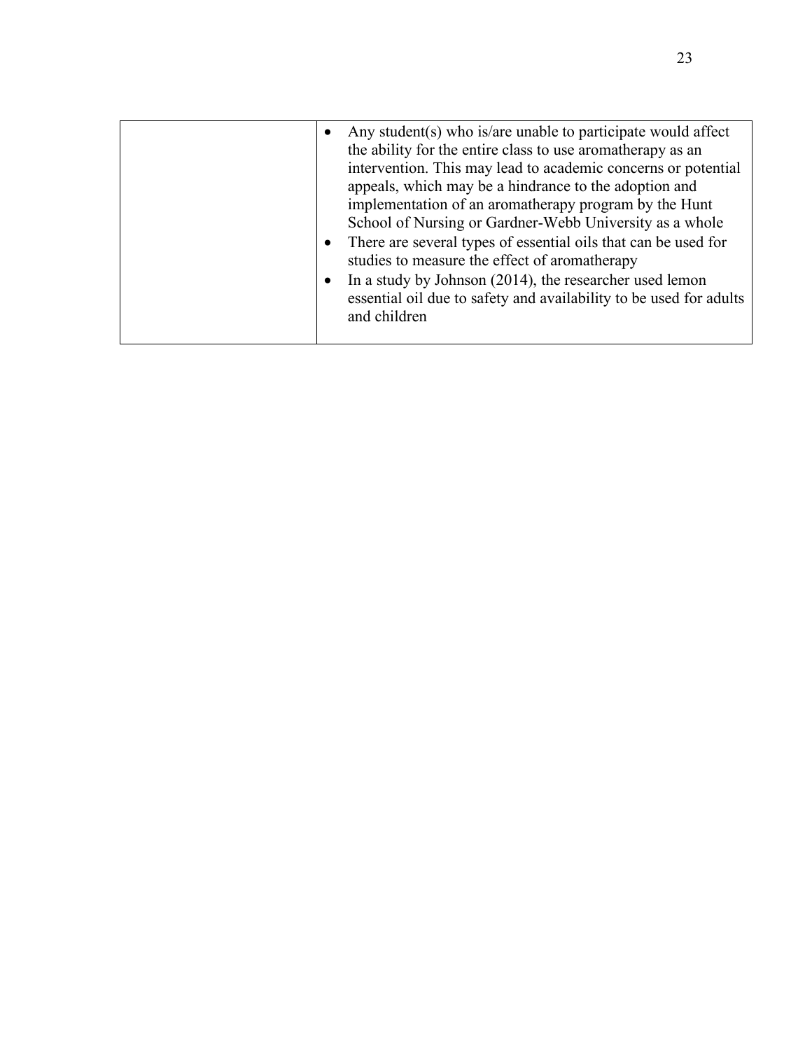| | |
|---|---|
| | • Any student(s) who is/are unable to participate would affect the ability for the entire class to use aromatherapy as an intervention. This may lead to academic concerns or potential appeals, which may be a hindrance to the adoption and implementation of an aromatherapy program by the Hunt School of Nursing or Gardner-Webb University as a whole<br>• There are several types of essential oils that can be used for studies to measure the effect of aromatherapy<br>• In a study by Johnson (2014), the researcher used lemon essential oil due to safety and availability to be used for adults and children |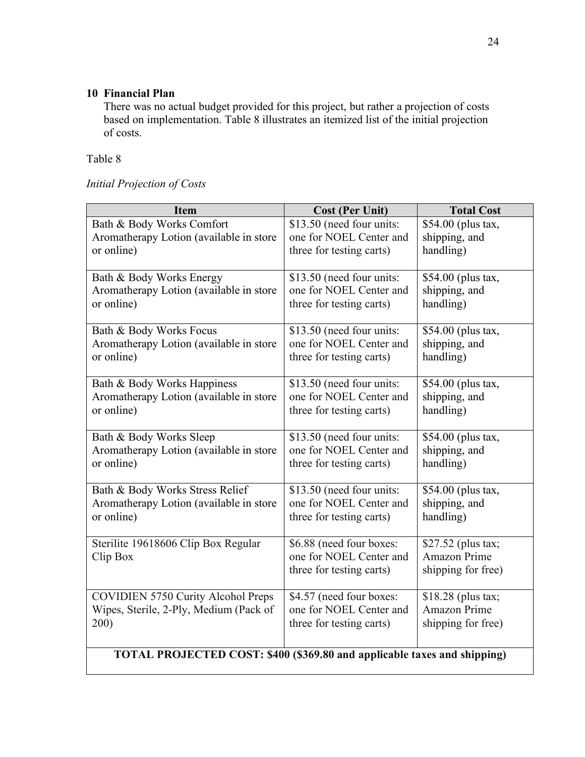## 10 Financial Plan

There was no actual budget provided for this project, but rather a projection of costs based on implementation. Table 8 illustrates an itemized list of the initial projection of costs.

Table 8

*Initial Projection of Costs*

| Item | Cost (Per Unit) | Total Cost |
|---|---|---|
| Bath & Body Works Comfort Aromatherapy Lotion (available in store or online) | $13.50 (need four units: one for NOEL Center and three for testing carts) | $54.00 (plus tax, shipping, and handling) |
| Bath & Body Works Energy Aromatherapy Lotion (available in store or online) | $13.50 (need four units: one for NOEL Center and three for testing carts) | $54.00 (plus tax, shipping, and handling) |
| Bath & Body Works Focus Aromatherapy Lotion (available in store or online) | $13.50 (need four units: one for NOEL Center and three for testing carts) | $54.00 (plus tax, shipping, and handling) |
| Bath & Body Works Happiness Aromatherapy Lotion (available in store or online) | $13.50 (need four units: one for NOEL Center and three for testing carts) | $54.00 (plus tax, shipping, and handling) |
| Bath & Body Works Sleep Aromatherapy Lotion (available in store or online) | $13.50 (need four units: one for NOEL Center and three for testing carts) | $54.00 (plus tax, shipping, and handling) |
| Bath & Body Works Stress Relief Aromatherapy Lotion (available in store or online) | $13.50 (need four units: one for NOEL Center and three for testing carts) | $54.00 (plus tax, shipping, and handling) |
| Sterilite 19618606 Clip Box Regular Clip Box | $6.88 (need four boxes: one for NOEL Center and three for testing carts) | $27.52 (plus tax; Amazon Prime shipping for free) |
| COVIDIEN 5750 Curity Alcohol Preps Wipes, Sterile, 2-Ply, Medium (Pack of 200) | $4.57 (need four boxes: one for NOEL Center and three for testing carts) | $18.28 (plus tax; Amazon Prime shipping for free) |
| **TOTAL PROJECTED COST: $400 ($369.80 and applicable taxes and shipping)** | | |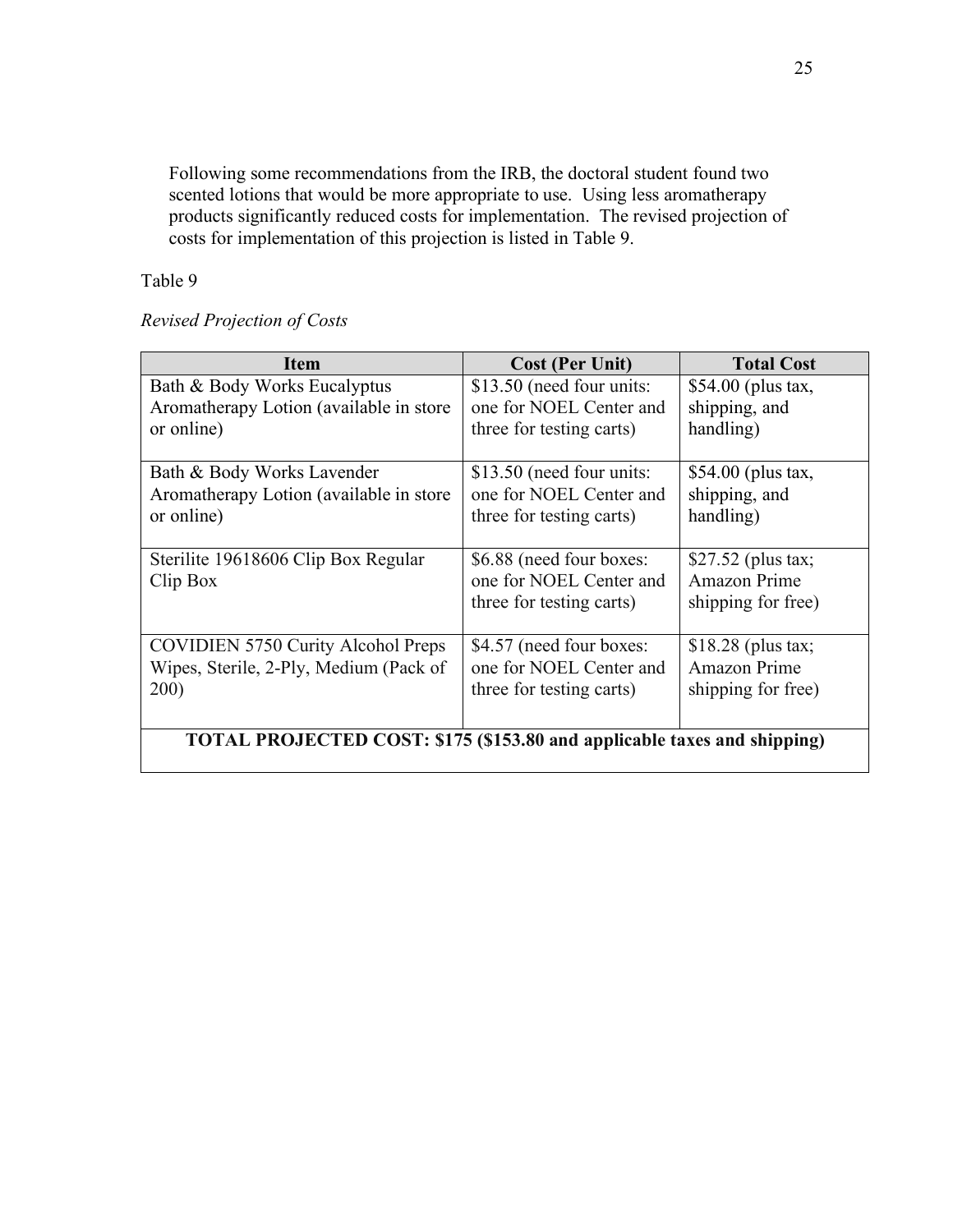Following some recommendations from the IRB, the doctoral student found two scented lotions that would be more appropriate to use. Using less aromatherapy products significantly reduced costs for implementation. The revised projection of costs for implementation of this projection is listed in Table 9.

Table 9

*Revised Projection of Costs*

| Item | Cost (Per Unit) | Total Cost |
|---|---|---|
| Bath & Body Works Eucalyptus Aromatherapy Lotion (available in store or online) | $13.50 (need four units: one for NOEL Center and three for testing carts) | $54.00 (plus tax, shipping, and handling) |
| Bath & Body Works Lavender Aromatherapy Lotion (available in store or online) | $13.50 (need four units: one for NOEL Center and three for testing carts) | $54.00 (plus tax, shipping, and handling) |
| Sterilite 19618606 Clip Box Regular Clip Box | $6.88 (need four boxes: one for NOEL Center and three for testing carts) | $27.52 (plus tax; Amazon Prime shipping for free) |
| COVIDIEN 5750 Curity Alcohol Preps Wipes, Sterile, 2-Ply, Medium (Pack of 200) | $4.57 (need four boxes: one for NOEL Center and three for testing carts) | $18.28 (plus tax; Amazon Prime shipping for free) |
| **TOTAL PROJECTED COST: $175 ($153.80 and applicable taxes and shipping)** | | |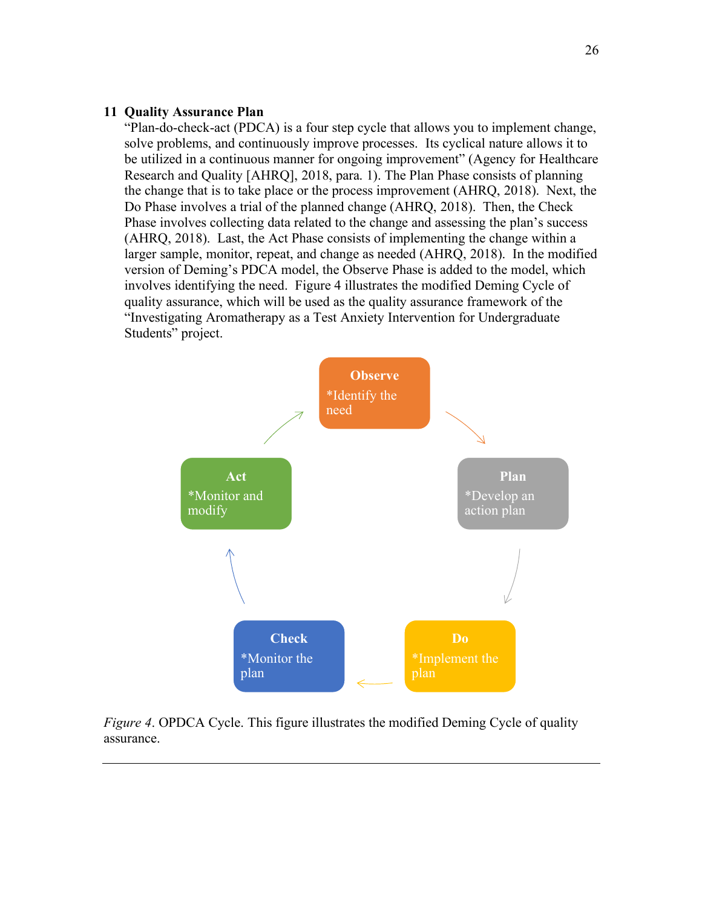## 11 Quality Assurance Plan

"Plan-do-check-act (PDCA) is a four step cycle that allows you to implement change, solve problems, and continuously improve processes. Its cyclical nature allows it to be utilized in a continuous manner for ongoing improvement" (Agency for Healthcare Research and Quality [AHRQ], 2018, para. 1). The Plan Phase consists of planning the change that is to take place or the process improvement (AHRQ, 2018). Next, the Do Phase involves a trial of the planned change (AHRQ, 2018). Then, the Check Phase involves collecting data related to the change and assessing the plan's success (AHRQ, 2018). Last, the Act Phase consists of implementing the change within a larger sample, monitor, repeat, and change as needed (AHRQ, 2018). In the modified version of Deming's PDCA model, the Observe Phase is added to the model, which involves identifying the need. Figure 4 illustrates the modified Deming Cycle of quality assurance, which will be used as the quality assurance framework of the "Investigating Aromatherapy as a Test Anxiety Intervention for Undergraduate Students" project.

**Observe**
*Identify the need

**Plan**
*Develop an action plan

**Do**
*Implement the plan

**Check**
*Monitor the plan

**Act**
*Monitor and modify

*Figure 4*. OPDCA Cycle. This figure illustrates the modified Deming Cycle of quality assurance.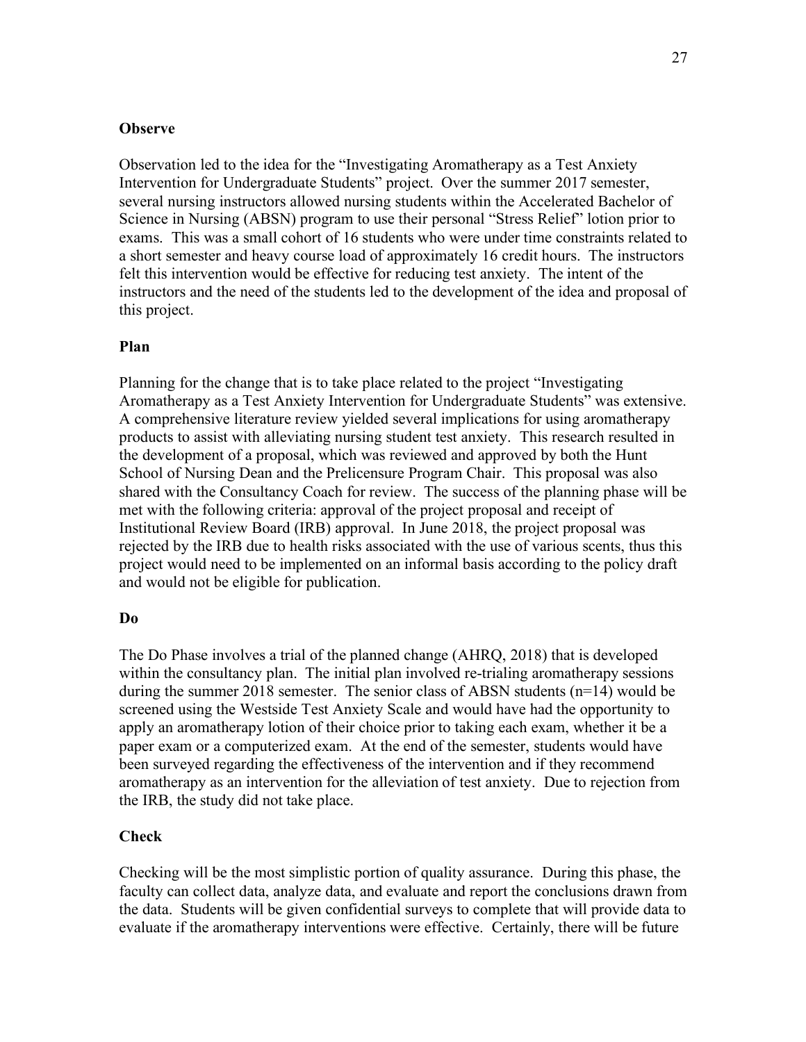**Observe**

Observation led to the idea for the "Investigating Aromatherapy as a Test Anxiety Intervention for Undergraduate Students" project. Over the summer 2017 semester, several nursing instructors allowed nursing students within the Accelerated Bachelor of Science in Nursing (ABSN) program to use their personal "Stress Relief" lotion prior to exams. This was a small cohort of 16 students who were under time constraints related to a short semester and heavy course load of approximately 16 credit hours. The instructors felt this intervention would be effective for reducing test anxiety. The intent of the instructors and the need of the students led to the development of the idea and proposal of this project.

**Plan**

Planning for the change that is to take place related to the project "Investigating Aromatherapy as a Test Anxiety Intervention for Undergraduate Students" was extensive. A comprehensive literature review yielded several implications for using aromatherapy products to assist with alleviating nursing student test anxiety. This research resulted in the development of a proposal, which was reviewed and approved by both the Hunt School of Nursing Dean and the Prelicensure Program Chair. This proposal was also shared with the Consultancy Coach for review. The success of the planning phase will be met with the following criteria: approval of the project proposal and receipt of Institutional Review Board (IRB) approval. In June 2018, the project proposal was rejected by the IRB due to health risks associated with the use of various scents, thus this project would need to be implemented on an informal basis according to the policy draft and would not be eligible for publication.

**Do**

The Do Phase involves a trial of the planned change (AHRQ, 2018) that is developed within the consultancy plan. The initial plan involved re-trialing aromatherapy sessions during the summer 2018 semester. The senior class of ABSN students (n=14) would be screened using the Westside Test Anxiety Scale and would have had the opportunity to apply an aromatherapy lotion of their choice prior to taking each exam, whether it be a paper exam or a computerized exam. At the end of the semester, students would have been surveyed regarding the effectiveness of the intervention and if they recommend aromatherapy as an intervention for the alleviation of test anxiety. Due to rejection from the IRB, the study did not take place.

**Check**

Checking will be the most simplistic portion of quality assurance. During this phase, the faculty can collect data, analyze data, and evaluate and report the conclusions drawn from the data. Students will be given confidential surveys to complete that will provide data to evaluate if the aromatherapy interventions were effective. Certainly, there will be future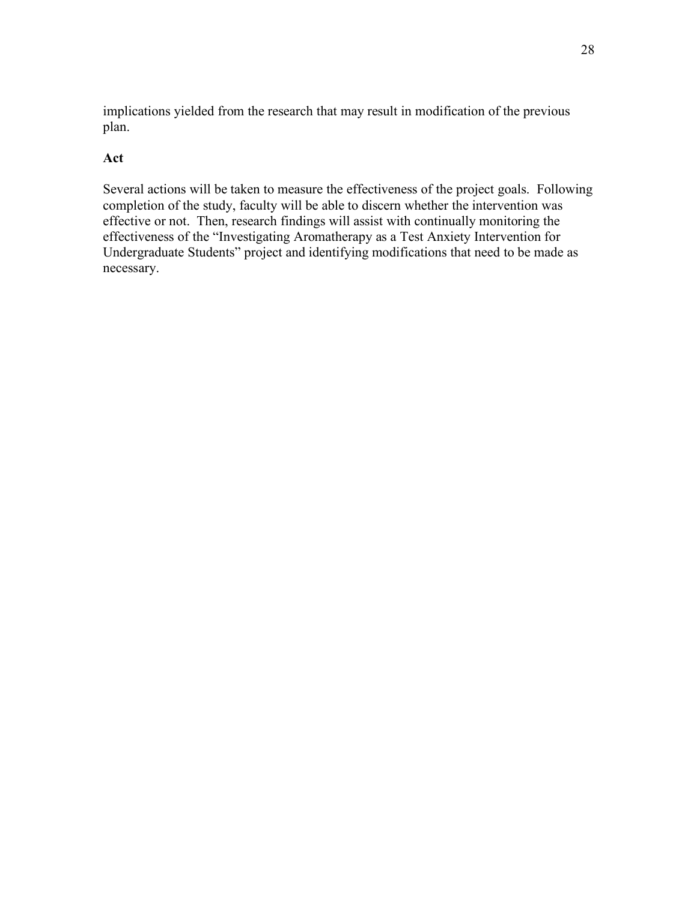implications yielded from the research that may result in modification of the previous plan.

**Act**

Several actions will be taken to measure the effectiveness of the project goals. Following completion of the study, faculty will be able to discern whether the intervention was effective or not. Then, research findings will assist with continually monitoring the effectiveness of the "Investigating Aromatherapy as a Test Anxiety Intervention for Undergraduate Students" project and identifying modifications that need to be made as necessary.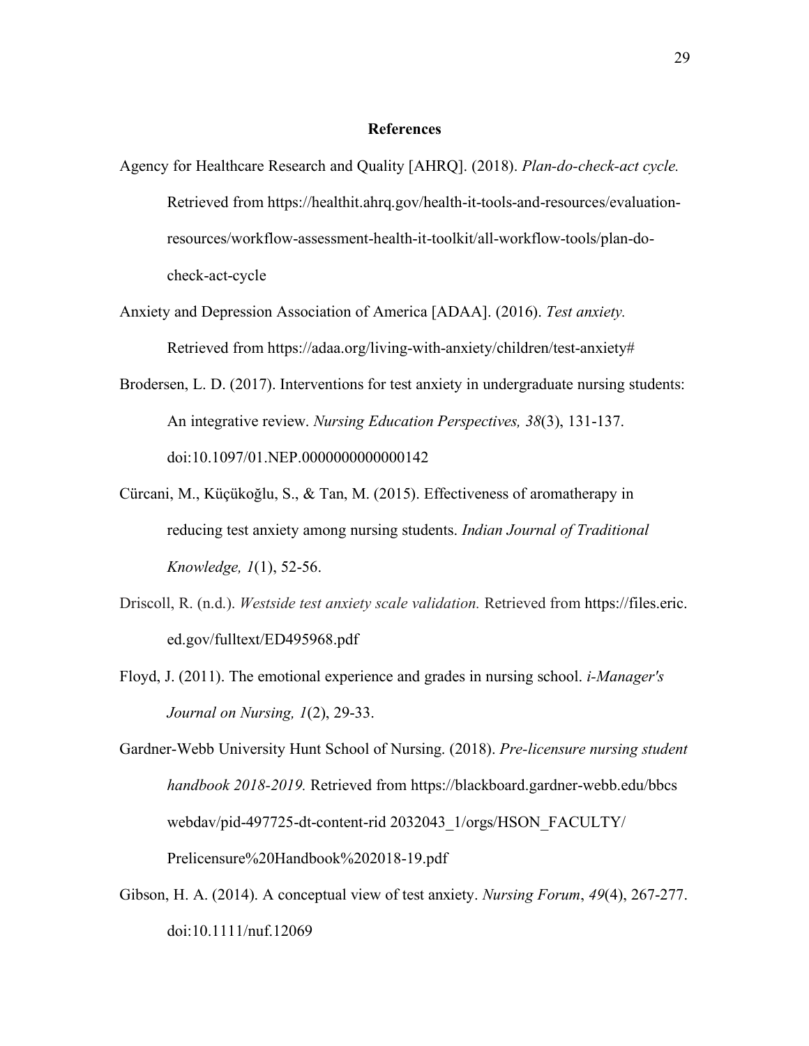# References

Agency for Healthcare Research and Quality [AHRQ]. (2018). *Plan-do-check-act cycle.* Retrieved from https://healthit.ahrq.gov/health-it-tools-and-resources/evaluation-resources/workflow-assessment-health-it-toolkit/all-workflow-tools/plan-do-check-act-cycle

Anxiety and Depression Association of America [ADAA]. (2016). *Test anxiety.* Retrieved from https://adaa.org/living-with-anxiety/children/test-anxiety#

Brodersen, L. D. (2017). Interventions for test anxiety in undergraduate nursing students: An integrative review. *Nursing Education Perspectives, 38*(3), 131-137. doi:10.1097/01.NEP.0000000000000142

Cürcani, M., Küçükoğlu, S., & Tan, M. (2015). Effectiveness of aromatherapy in reducing test anxiety among nursing students. *Indian Journal of Traditional Knowledge, 1*(1), 52-56.

Driscoll, R. (n.d.). *Westside test anxiety scale validation.* Retrieved from https://files.eric.ed.gov/fulltext/ED495968.pdf

Floyd, J. (2011). The emotional experience and grades in nursing school. *i-Manager's Journal on Nursing, 1*(2), 29-33.

Gardner-Webb University Hunt School of Nursing. (2018). *Pre-licensure nursing student handbook 2018-2019.* Retrieved from https://blackboard.gardner-webb.edu/bbcswebdav/pid-497725-dt-content-rid 2032043_1/orgs/HSON_FACULTY/Prelicensure%20Handbook%202018-19.pdf

Gibson, H. A. (2014). A conceptual view of test anxiety. *Nursing Forum*, *49*(4), 267-277. doi:10.1111/nuf.12069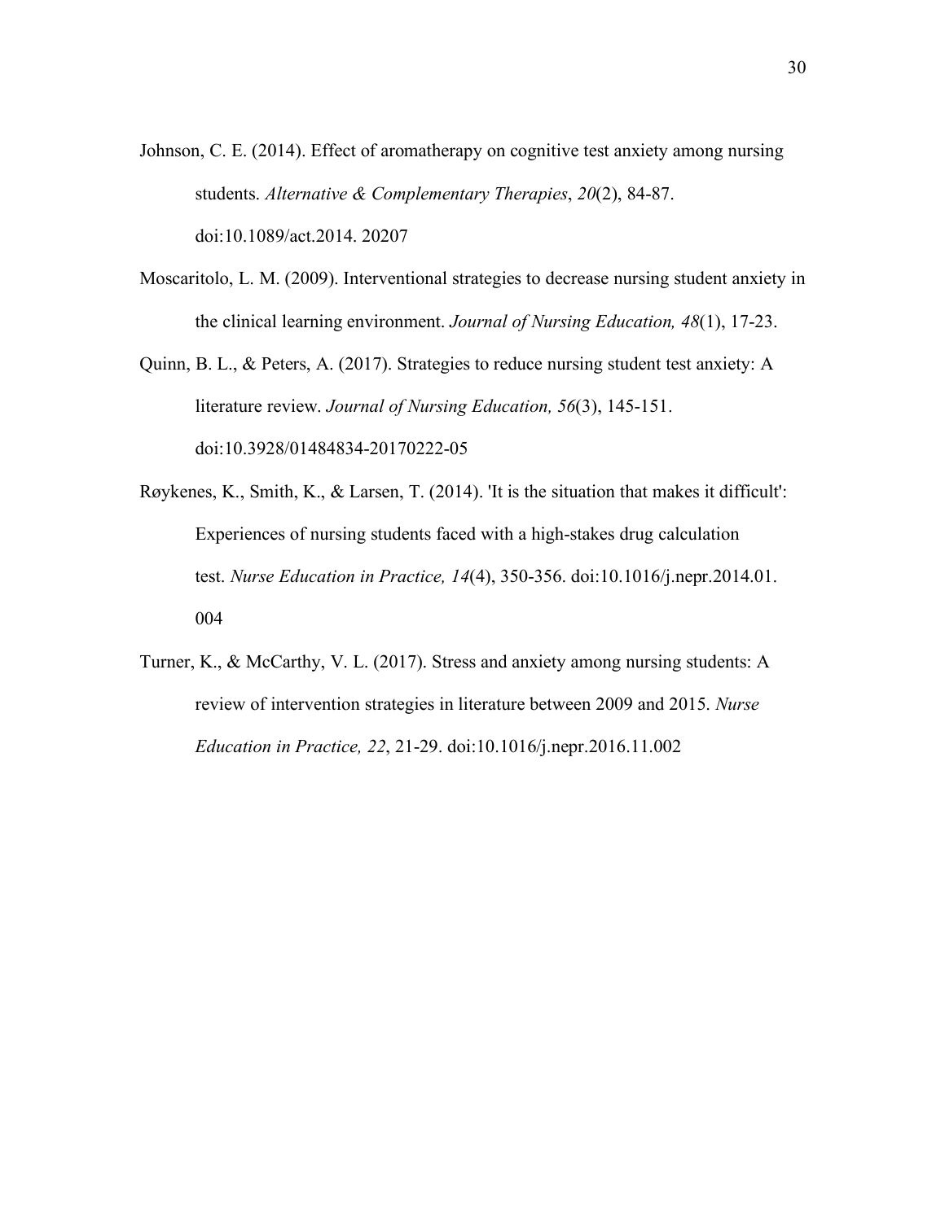Johnson, C. E. (2014). Effect of aromatherapy on cognitive test anxiety among nursing students. *Alternative & Complementary Therapies*, *20*(2), 84-87. doi:10.1089/act.2014. 20207

Moscaritolo, L. M. (2009). Interventional strategies to decrease nursing student anxiety in the clinical learning environment. *Journal of Nursing Education, 48*(1), 17-23.

Quinn, B. L., & Peters, A. (2017). Strategies to reduce nursing student test anxiety: A literature review. *Journal of Nursing Education, 56*(3), 145-151. doi:10.3928/01484834-20170222-05

Røykenes, K., Smith, K., & Larsen, T. (2014). 'It is the situation that makes it difficult': Experiences of nursing students faced with a high-stakes drug calculation test. *Nurse Education in Practice, 14*(4), 350-356. doi:10.1016/j.nepr.2014.01. 004

Turner, K., & McCarthy, V. L. (2017). Stress and anxiety among nursing students: A review of intervention strategies in literature between 2009 and 2015. *Nurse Education in Practice, 22*, 21-29. doi:10.1016/j.nepr.2016.11.002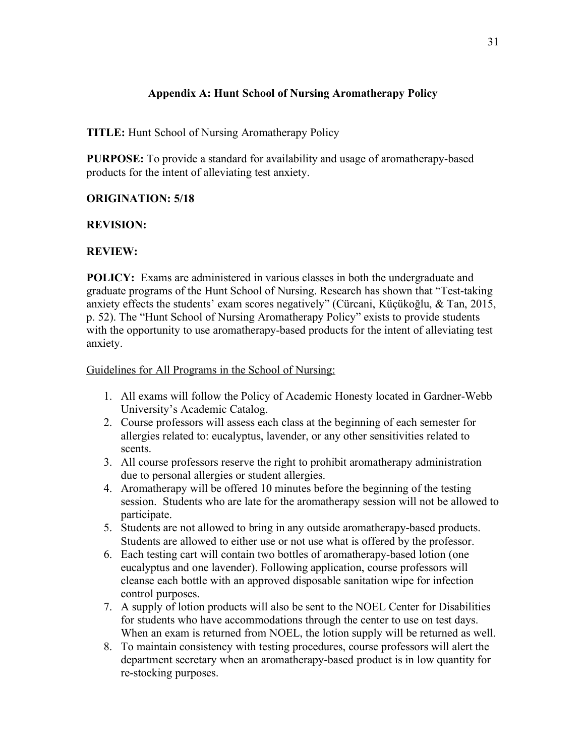## Appendix A: Hunt School of Nursing Aromatherapy Policy

**TITLE:** Hunt School of Nursing Aromatherapy Policy

**PURPOSE:** To provide a standard for availability and usage of aromatherapy-based products for the intent of alleviating test anxiety.

**ORIGINATION: 5/18**

**REVISION:**

**REVIEW:**

**POLICY:** Exams are administered in various classes in both the undergraduate and graduate programs of the Hunt School of Nursing. Research has shown that "Test-taking anxiety effects the students' exam scores negatively" (Cürcani, Küçükoğlu, & Tan, 2015, p. 52). The "Hunt School of Nursing Aromatherapy Policy" exists to provide students with the opportunity to use aromatherapy-based products for the intent of alleviating test anxiety.

<u>Guidelines for All Programs in the School of Nursing:</u>

1. All exams will follow the Policy of Academic Honesty located in Gardner-Webb University's Academic Catalog.
2. Course professors will assess each class at the beginning of each semester for allergies related to: eucalyptus, lavender, or any other sensitivities related to scents.
3. All course professors reserve the right to prohibit aromatherapy administration due to personal allergies or student allergies.
4. Aromatherapy will be offered 10 minutes before the beginning of the testing session. Students who are late for the aromatherapy session will not be allowed to participate.
5. Students are not allowed to bring in any outside aromatherapy-based products. Students are allowed to either use or not use what is offered by the professor.
6. Each testing cart will contain two bottles of aromatherapy-based lotion (one eucalyptus and one lavender). Following application, course professors will cleanse each bottle with an approved disposable sanitation wipe for infection control purposes.
7. A supply of lotion products will also be sent to the NOEL Center for Disabilities for students who have accommodations through the center to use on test days. When an exam is returned from NOEL, the lotion supply will be returned as well.
8. To maintain consistency with testing procedures, course professors will alert the department secretary when an aromatherapy-based product is in low quantity for re-stocking purposes.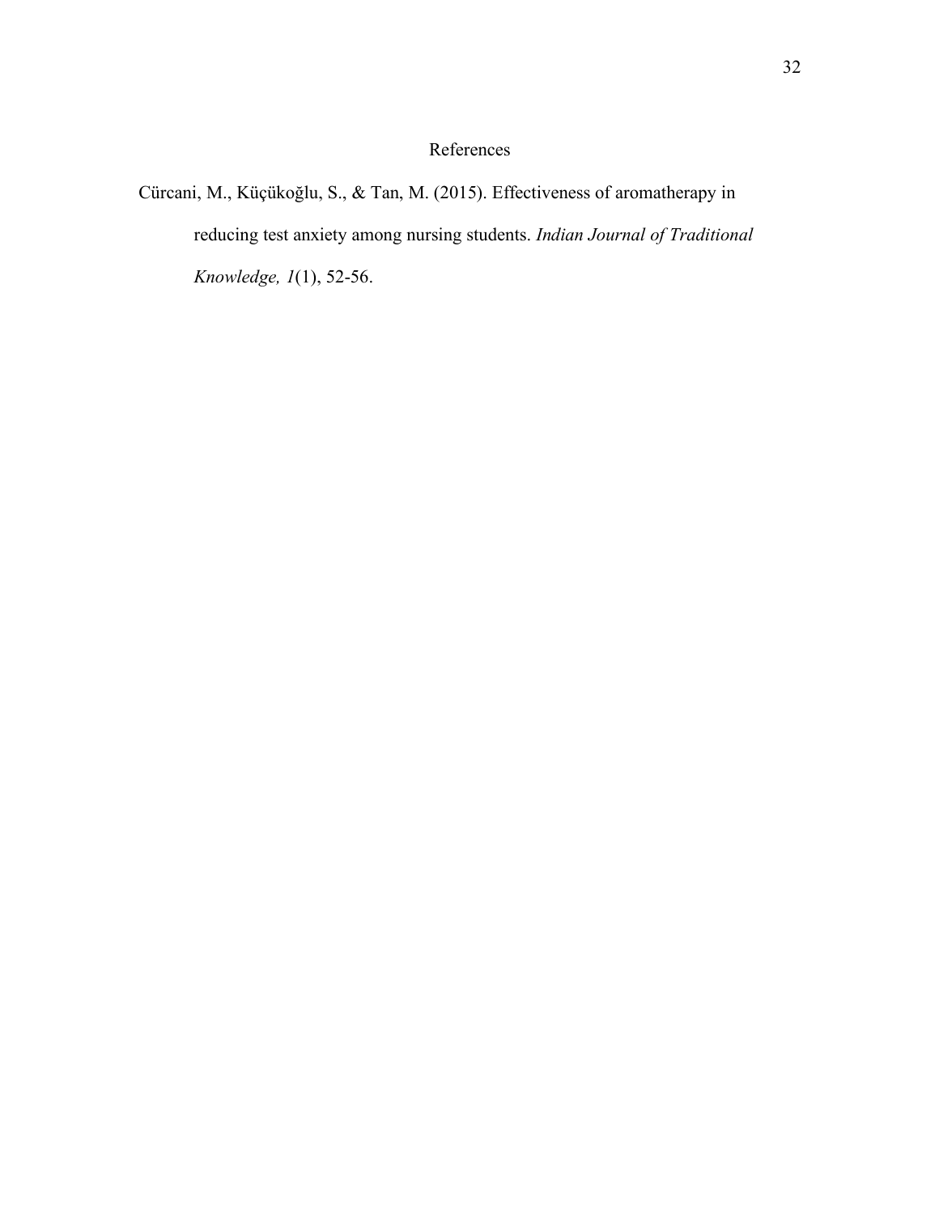# References

Cürcani, M., Küçükoğlu, S., & Tan, M. (2015). Effectiveness of aromatherapy in reducing test anxiety among nursing students. *Indian Journal of Traditional Knowledge, 1*(1), 52-56.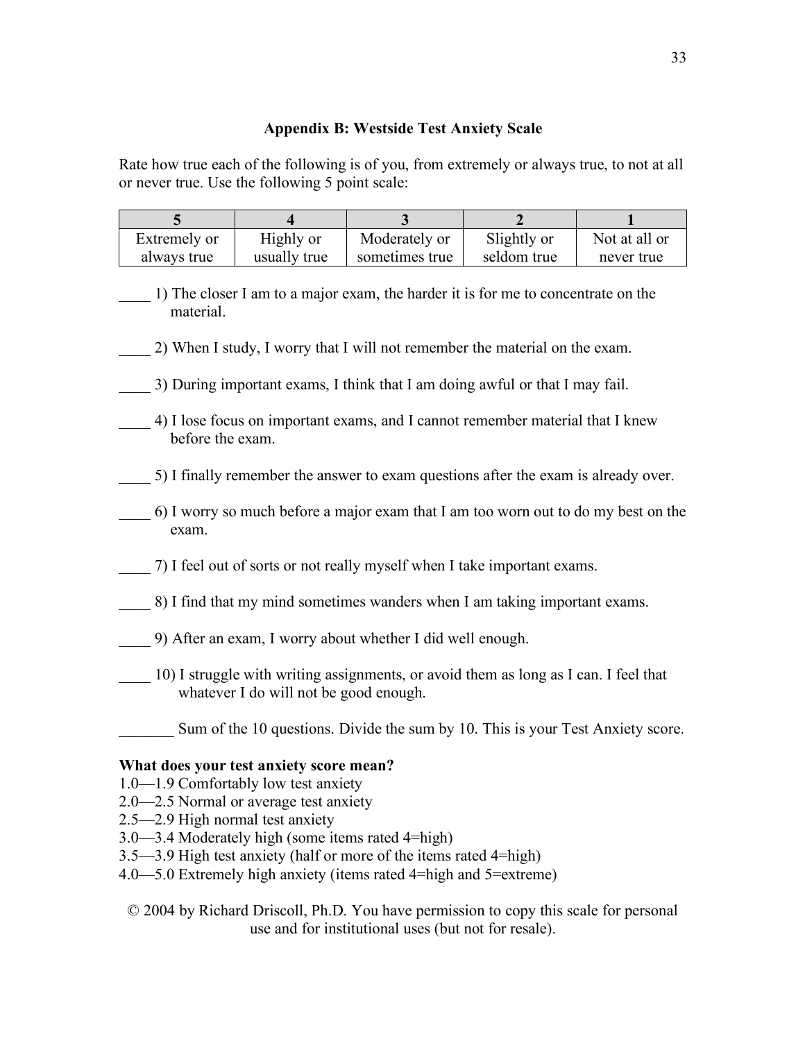## Appendix B: Westside Test Anxiety Scale

Rate how true each of the following is of you, from extremely or always true, to not at all or never true. Use the following 5 point scale:

| 5 | 4 | 3 | 2 | 1 |
|---|---|---|---|---|
| Extremely or always true | Highly or usually true | Moderately or sometimes true | Slightly or seldom true | Not at all or never true |

____ 1) The closer I am to a major exam, the harder it is for me to concentrate on the material.

____ 2) When I study, I worry that I will not remember the material on the exam.

____ 3) During important exams, I think that I am doing awful or that I may fail.

____ 4) I lose focus on important exams, and I cannot remember material that I knew before the exam.

____ 5) I finally remember the answer to exam questions after the exam is already over.

____ 6) I worry so much before a major exam that I am too worn out to do my best on the exam.

____ 7) I feel out of sorts or not really myself when I take important exams.

____ 8) I find that my mind sometimes wanders when I am taking important exams.

____ 9) After an exam, I worry about whether I did well enough.

____ 10) I struggle with writing assignments, or avoid them as long as I can. I feel that whatever I do will not be good enough.

_______ Sum of the 10 questions. Divide the sum by 10. This is your Test Anxiety score.

**What does your test anxiety score mean?**

1.0—1.9 Comfortably low test anxiety
2.0—2.5 Normal or average test anxiety
2.5—2.9 High normal test anxiety
3.0—3.4 Moderately high (some items rated 4=high)
3.5—3.9 High test anxiety (half or more of the items rated 4=high)
4.0—5.0 Extremely high anxiety (items rated 4=high and 5=extreme)

© 2004 by Richard Driscoll, Ph.D. You have permission to copy this scale for personal use and for institutional uses (but not for resale).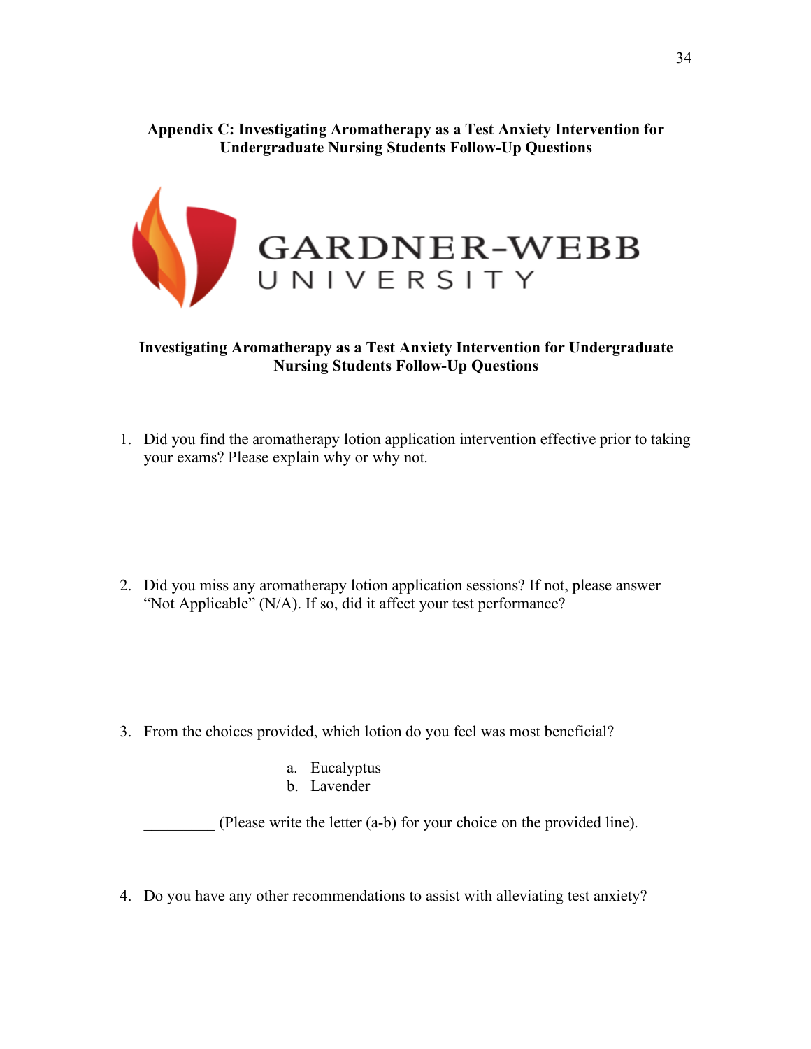**Appendix C: Investigating Aromatherapy as a Test Anxiety Intervention for Undergraduate Nursing Students Follow-Up Questions**

GARDNER-WEBB UNIVERSITY

**Investigating Aromatherapy as a Test Anxiety Intervention for Undergraduate Nursing Students Follow-Up Questions**

1. Did you find the aromatherapy lotion application intervention effective prior to taking your exams? Please explain why or why not.

2. Did you miss any aromatherapy lotion application sessions? If not, please answer "Not Applicable" (N/A). If so, did it affect your test performance?

3. From the choices provided, which lotion do you feel was most beneficial?

   a. Eucalyptus
   b. Lavender

   _________ (Please write the letter (a-b) for your choice on the provided line).

4. Do you have any other recommendations to assist with alleviating test anxiety?